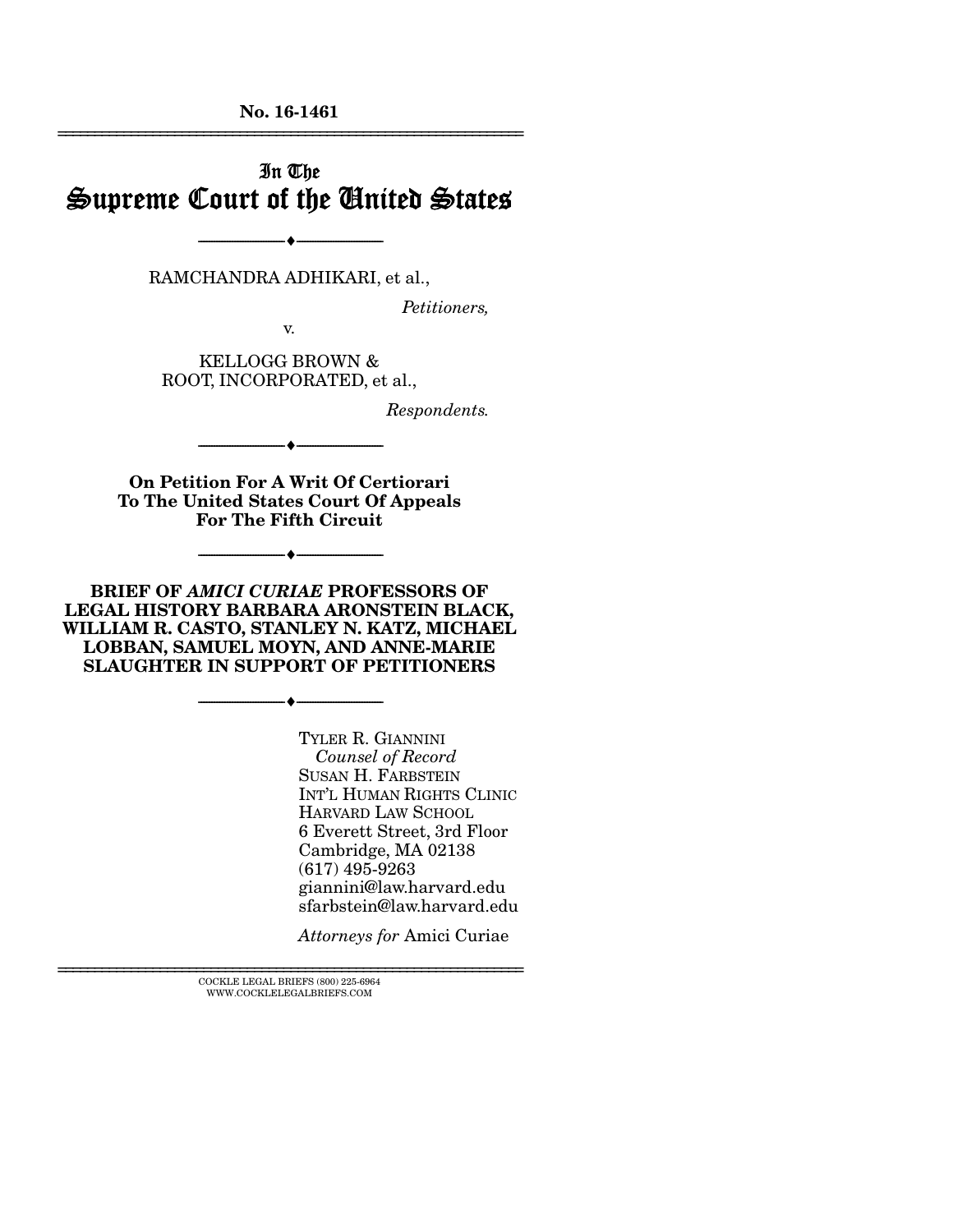**No. 16-1461**

---

# In The Supreme Court of the United States

---

RAMCHANDRA ADHIKARI, et al.,

*Petitioners,*

v.

KELLOGG BROWN & ROOT, INCORPORATED, et al.,

*Respondents.*

---

**On Petition For A Writ Of Certiorari To The United States Court Of Appeals For The Fifth Circuit**

---

**BRIEF OF *AMICI CURIAE* PROFESSORS OF LEGAL HISTORY BARBARA ARONSTEIN BLACK, WILLIAM R. CASTO, STANLEY N. KATZ, MICHAEL LOBBAN, SAMUEL MOYN, AND ANNE-MARIE SLAUGHTER IN SUPPORT OF PETITIONERS**

---

TYLER R. GIANNINI
*Counsel of Record*
SUSAN H. FARBSTEIN
INT'L HUMAN RIGHTS CLINIC
HARVARD LAW SCHOOL
6 Everett Street, 3rd Floor
Cambridge, MA 02138
(617) 495-9263
giannini@law.harvard.edu
sfarbstein@law.harvard.edu

*Attorneys for* Amici Curiae

---

COCKLE LEGAL BRIEFS (800) 225-6964
WWW.COCKLELEGALBRIEFS.COM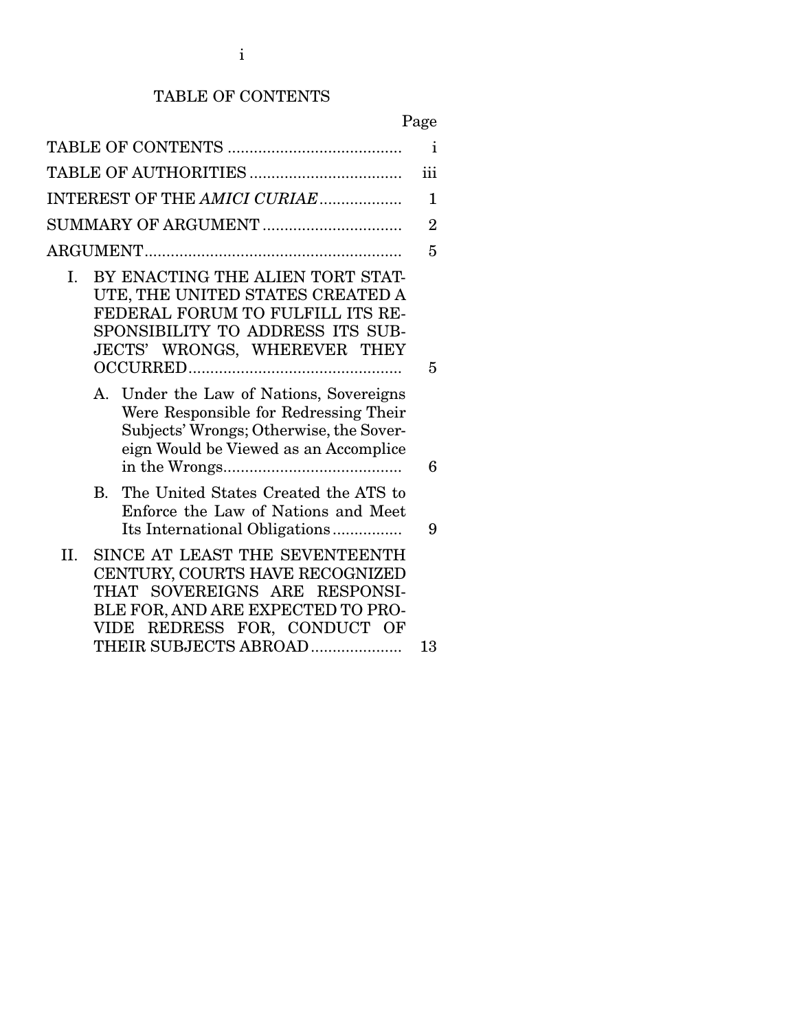# TABLE OF CONTENTS

| | Page |
|---|---|
| TABLE OF CONTENTS | i |
| TABLE OF AUTHORITIES | iii |
| INTEREST OF THE *AMICI CURIAE* | 1 |
| SUMMARY OF ARGUMENT | 2 |
| ARGUMENT | 5 |
| I. BY ENACTING THE ALIEN TORT STATUTE, THE UNITED STATES CREATED A FEDERAL FORUM TO FULFILL ITS RESPONSIBILITY TO ADDRESS ITS SUBJECTS' WRONGS, WHEREVER THEY OCCURRED | 5 |
| A. Under the Law of Nations, Sovereigns Were Responsible for Redressing Their Subjects' Wrongs; Otherwise, the Sovereign Would be Viewed as an Accomplice in the Wrongs | 6 |
| B. The United States Created the ATS to Enforce the Law of Nations and Meet Its International Obligations | 9 |
| II. SINCE AT LEAST THE SEVENTEENTH CENTURY, COURTS HAVE RECOGNIZED THAT SOVEREIGNS ARE RESPONSIBLE FOR, AND ARE EXPECTED TO PROVIDE REDRESS FOR, CONDUCT OF THEIR SUBJECTS ABROAD | 13 |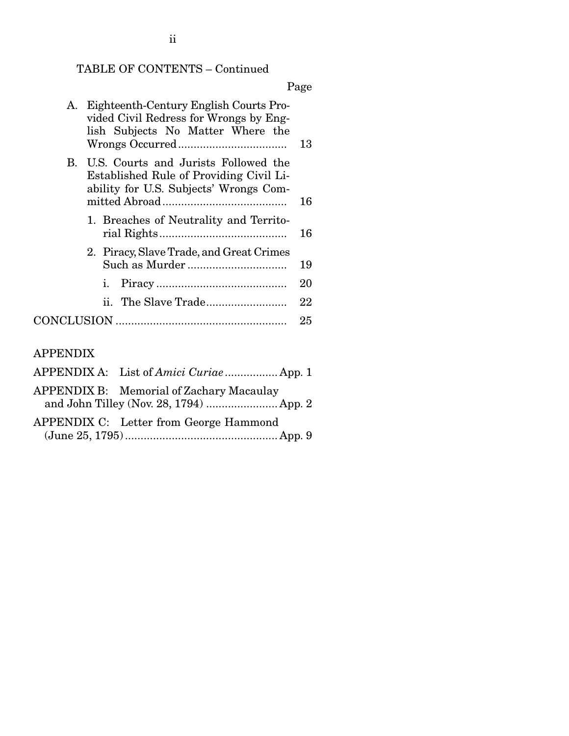TABLE OF CONTENTS – Continued

| | Page |
|---|---|
| A. Eighteenth-Century English Courts Provided Civil Redress for Wrongs by English Subjects No Matter Where the Wrongs Occurred | 13 |
| B. U.S. Courts and Jurists Followed the Established Rule of Providing Civil Liability for U.S. Subjects' Wrongs Committed Abroad | 16 |
| 1. Breaches of Neutrality and Territorial Rights | 16 |
| 2. Piracy, Slave Trade, and Great Crimes Such as Murder | 19 |
| i. Piracy | 20 |
| ii. The Slave Trade | 22 |
| CONCLUSION | 25 |

APPENDIX

| | |
|---|---|
| APPENDIX A: List of *Amici Curiae* | App. 1 |
| APPENDIX B: Memorial of Zachary Macaulay and John Tilley (Nov. 28, 1794) | App. 2 |
| APPENDIX C: Letter from George Hammond (June 25, 1795) | App. 9 |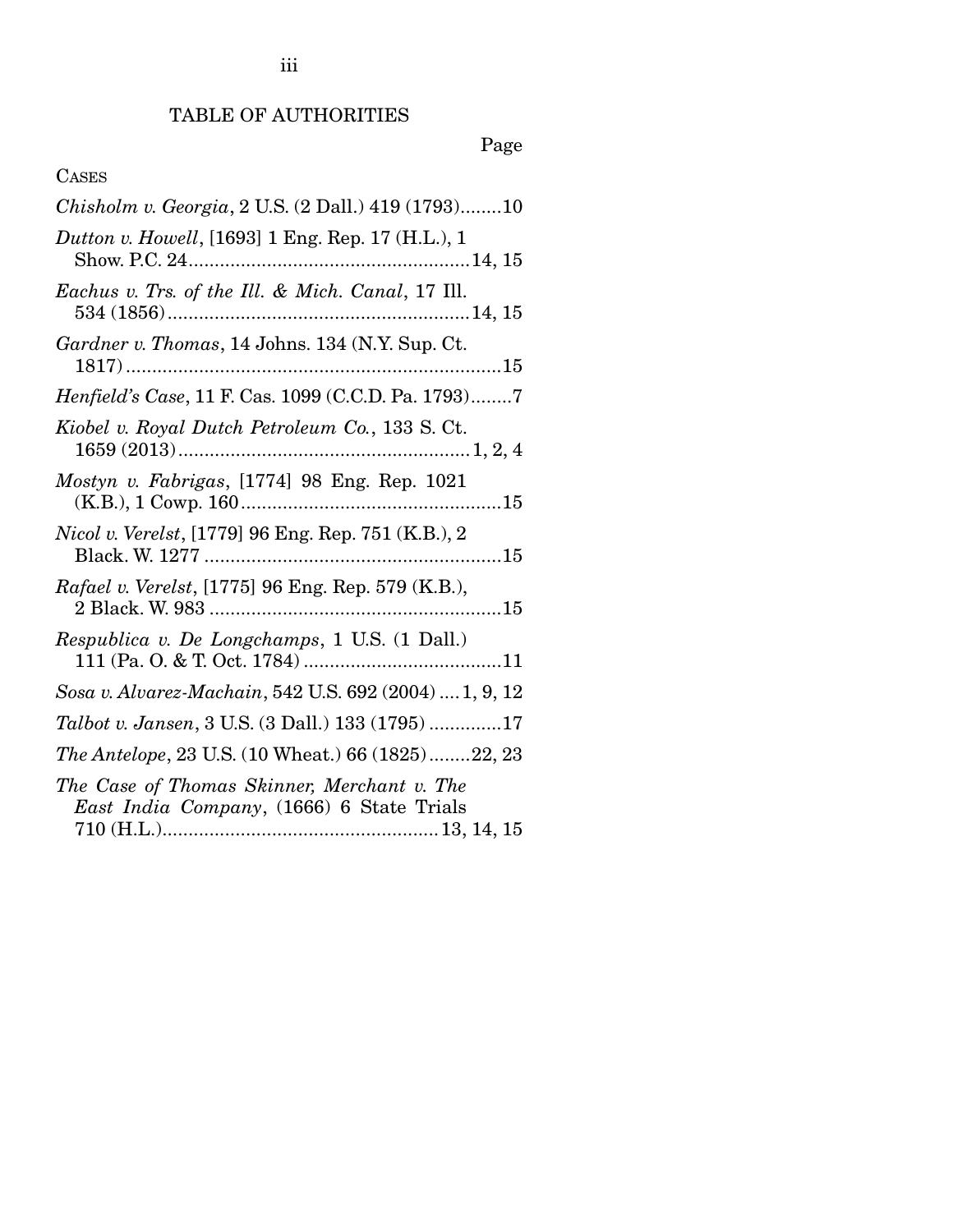## TABLE OF AUTHORITIES

Page

CASES

*Chisholm v. Georgia*, 2 U.S. (2 Dall.) 419 (1793)........10

*Dutton v. Howell*, [1693] 1 Eng. Rep. 17 (H.L.), 1 Show. P.C. 24......................................................14, 15

*Eachus v. Trs. of the Ill. & Mich. Canal*, 17 Ill. 534 (1856)..........................................................14, 15

*Gardner v. Thomas*, 14 Johns. 134 (N.Y. Sup. Ct. 1817)........................................................................15

*Henfield's Case*, 11 F. Cas. 1099 (C.C.D. Pa. 1793)........7

*Kiobel v. Royal Dutch Petroleum Co.*, 133 S. Ct. 1659 (2013)........................................................1, 2, 4

*Mostyn v. Fabrigas*, [1774] 98 Eng. Rep. 1021 (K.B.), 1 Cowp. 160..................................................15

*Nicol v. Verelst*, [1779] 96 Eng. Rep. 751 (K.B.), 2 Black. W. 1277 .........................................................15

*Rafael v. Verelst*, [1775] 96 Eng. Rep. 579 (K.B.), 2 Black. W. 983 ........................................................15

*Respublica v. De Longchamps*, 1 U.S. (1 Dall.) 111 (Pa. O. & T. Oct. 1784) ......................................11

*Sosa v. Alvarez-Machain*, 542 U.S. 692 (2004) .... 1, 9, 12

*Talbot v. Jansen*, 3 U.S. (3 Dall.) 133 (1795) ..............17

*The Antelope*, 23 U.S. (10 Wheat.) 66 (1825)........22, 23

*The Case of Thomas Skinner, Merchant v. The East India Company*, (1666) 6 State Trials 710 (H.L.).................................................... 13, 14, 15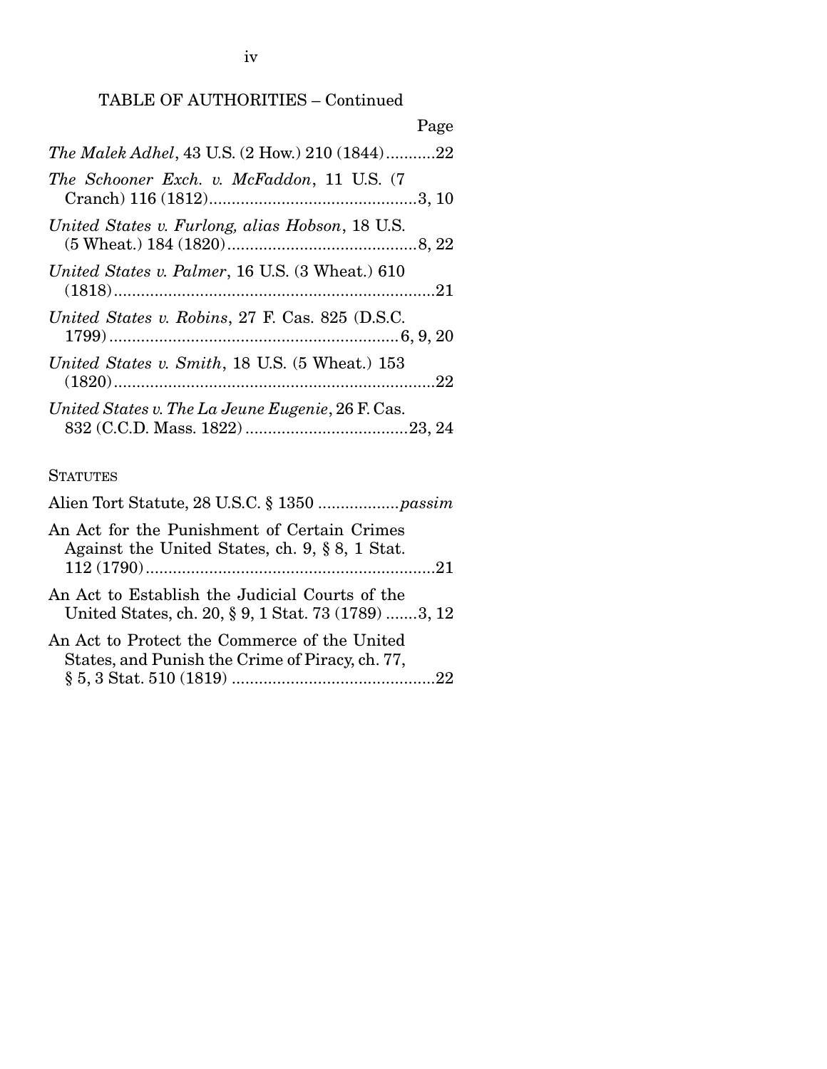TABLE OF AUTHORITIES – Continued

Page

*The Malek Adhel*, 43 U.S. (2 How.) 210 (1844)...........22

*The Schooner Exch. v. McFaddon*, 11 U.S. (7 Cranch) 116 (1812)..............................................3, 10

*United States v. Furlong, alias Hobson*, 18 U.S. (5 Wheat.) 184 (1820)..........................................8, 22

*United States v. Palmer*, 16 U.S. (3 Wheat.) 610 (1818).......................................................................21

*United States v. Robins*, 27 F. Cas. 825 (D.S.C. 1799)...............................................................6, 9, 20

*United States v. Smith*, 18 U.S. (5 Wheat.) 153 (1820).......................................................................22

*United States v. The La Jeune Eugenie*, 26 F. Cas. 832 (C.C.D. Mass. 1822)....................................23, 24

STATUTES

Alien Tort Statute, 28 U.S.C. § 1350 .................*passim*

An Act for the Punishment of Certain Crimes Against the United States, ch. 9, § 8, 1 Stat. 112 (1790)................................................................21

An Act to Establish the Judicial Courts of the United States, ch. 20, § 9, 1 Stat. 73 (1789) .......3, 12

An Act to Protect the Commerce of the United States, and Punish the Crime of Piracy, ch. 77, § 5, 3 Stat. 510 (1819) ............................................22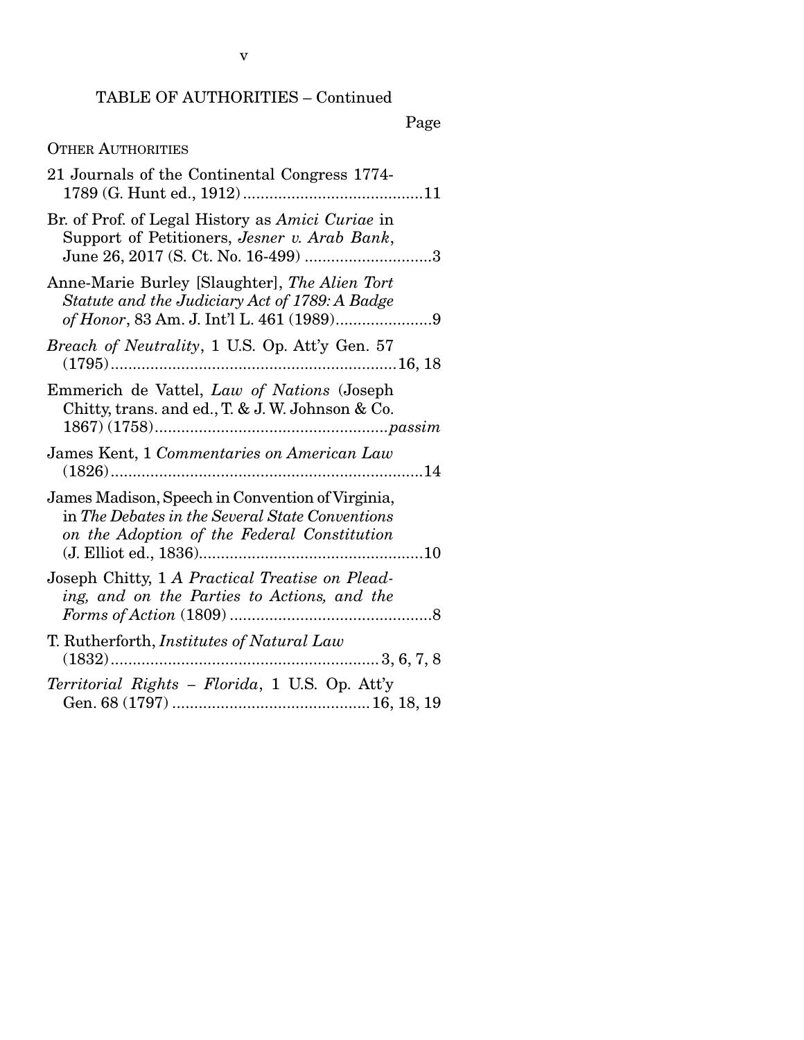TABLE OF AUTHORITIES – Continued

Page

OTHER AUTHORITIES

21 Journals of the Continental Congress 1774-1789 (G. Hunt ed., 1912) ....................................... 11

Br. of Prof. of Legal History as *Amici Curiae* in Support of Petitioners, *Jesner v. Arab Bank*, June 26, 2017 (S. Ct. No. 16-499) ............................ 3

Anne-Marie Burley [Slaughter], *The Alien Tort Statute and the Judiciary Act of 1789: A Badge of Honor*, 83 Am. J. Int'l L. 461 (1989) ...................... 9

*Breach of Neutrality*, 1 U.S. Op. Att'y Gen. 57 (1795) ................................................................ 16, 18

Emmerich de Vattel, *Law of Nations* (Joseph Chitty, trans. and ed., T. & J. W. Johnson & Co. 1867) (1758) .................................................... *passim*

James Kent, 1 *Commentaries on American Law* (1826) ....................................................................... 14

James Madison, Speech in Convention of Virginia, in *The Debates in the Several State Conventions on the Adoption of the Federal Constitution* (J. Elliot ed., 1836) .................................................. 10

Joseph Chitty, 1 *A Practical Treatise on Pleading, and on the Parties to Actions, and the Forms of Action* (1809) ............................................. 8

T. Rutherforth, *Institutes of Natural Law* (1832) ............................................................ 3, 6, 7, 8

*Territorial Rights – Florida*, 1 U.S. Op. Att'y Gen. 68 (1797) ............................................ 16, 18, 19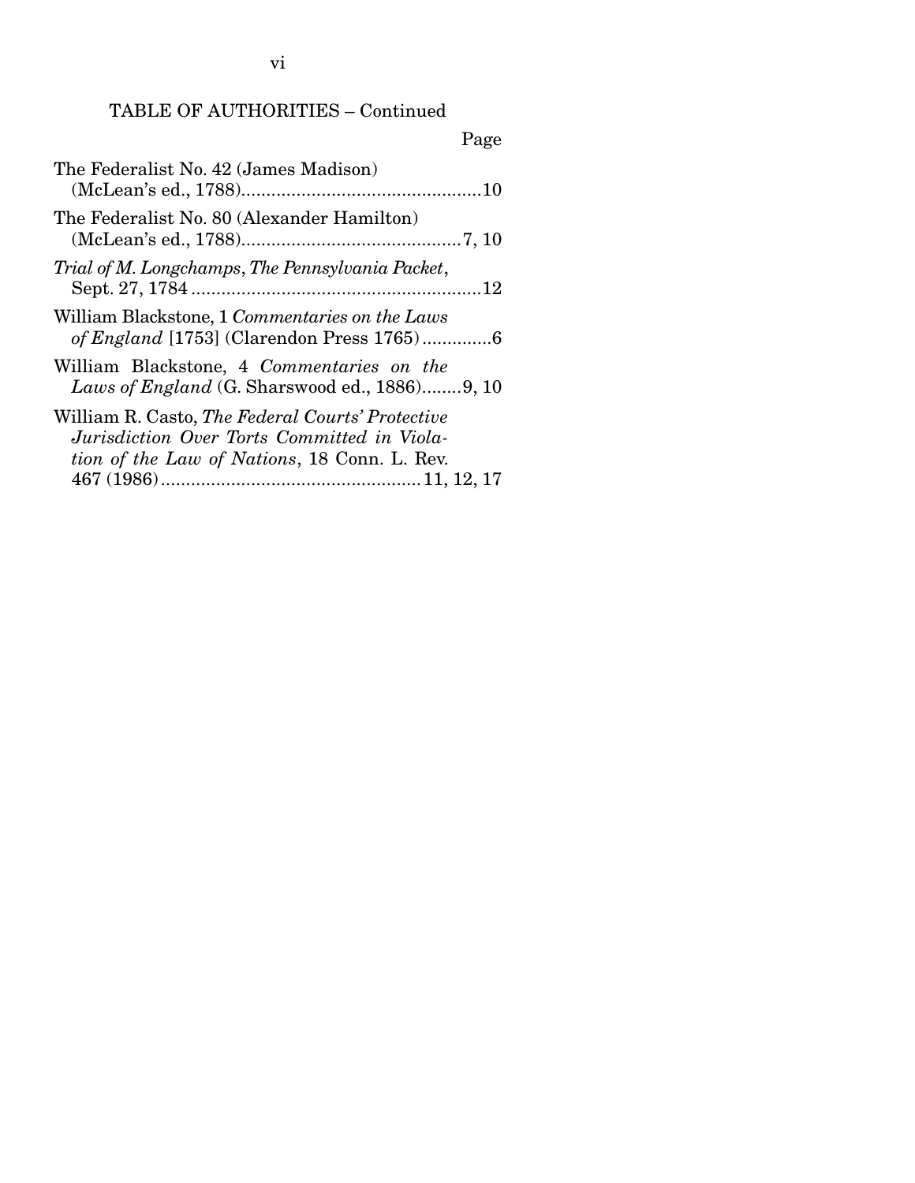TABLE OF AUTHORITIES – Continued

Page

The Federalist No. 42 (James Madison) (McLean's ed., 1788)....................................................10

The Federalist No. 80 (Alexander Hamilton) (McLean's ed., 1788)............................................7, 10

*Trial of M. Longchamps*, *The Pennsylvania Packet*, Sept. 27, 1784...........................................................12

William Blackstone, 1 *Commentaries on the Laws of England* [1753] (Clarendon Press 1765)..............6

William Blackstone, 4 *Commentaries on the Laws of England* (G. Sharswood ed., 1886)........9, 10

William R. Casto, *The Federal Courts' Protective Jurisdiction Over Torts Committed in Violation of the Law of Nations*, 18 Conn. L. Rev. 467 (1986)....................................................11, 12, 17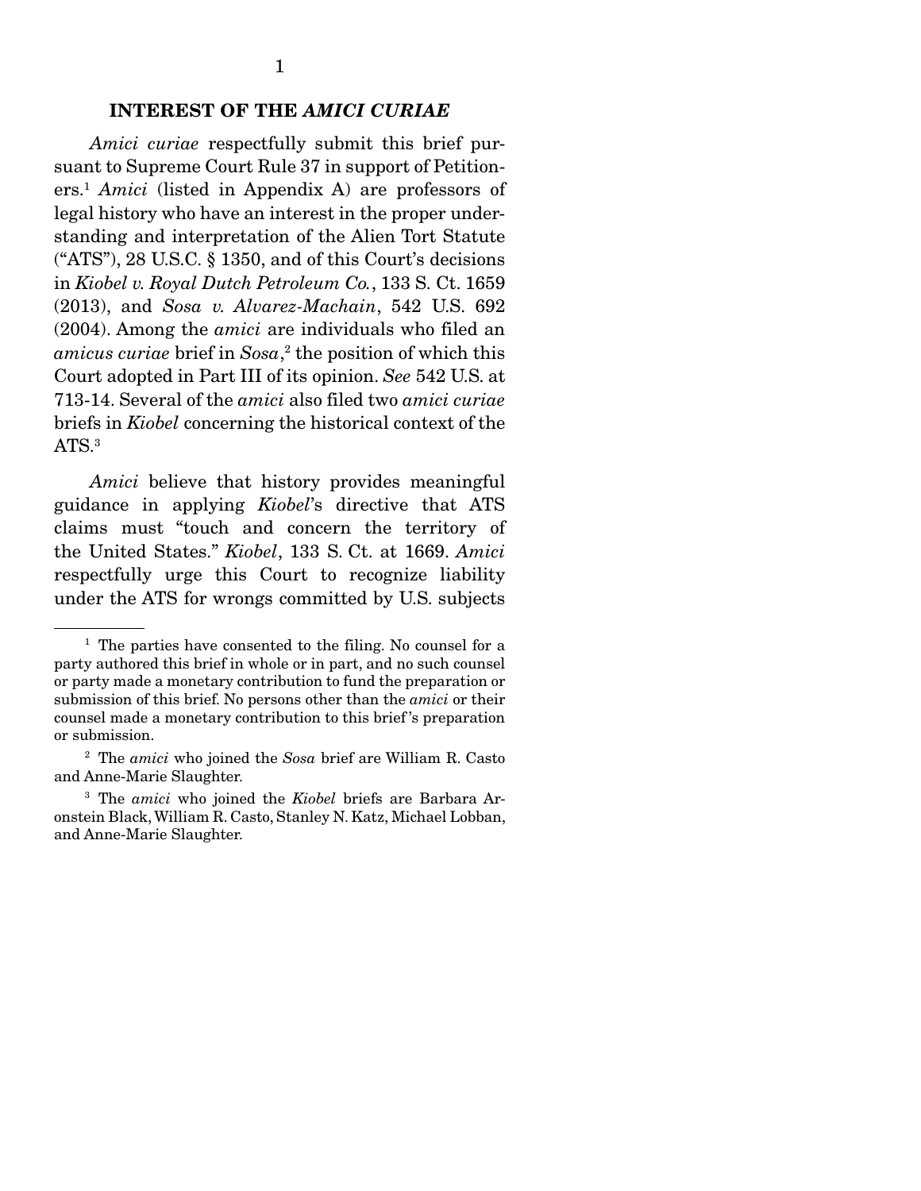## INTEREST OF THE *AMICI CURIAE*

*Amici curiae* respectfully submit this brief pursuant to Supreme Court Rule 37 in support of Petitioners.[1] *Amici* (listed in Appendix A) are professors of legal history who have an interest in the proper understanding and interpretation of the Alien Tort Statute ("ATS"), 28 U.S.C. § 1350, and of this Court's decisions in *Kiobel v. Royal Dutch Petroleum Co.*, 133 S. Ct. 1659 (2013), and *Sosa v. Alvarez-Machain*, 542 U.S. 692 (2004). Among the *amici* are individuals who filed an *amicus curiae* brief in *Sosa*,[2] the position of which this Court adopted in Part III of its opinion. *See* 542 U.S. at 713-14. Several of the *amici* also filed two *amici curiae* briefs in *Kiobel* concerning the historical context of the ATS.[3]

*Amici* believe that history provides meaningful guidance in applying *Kiobel*'s directive that ATS claims must "touch and concern the territory of the United States." *Kiobel*, 133 S. Ct. at 1669. *Amici* respectfully urge this Court to recognize liability under the ATS for wrongs committed by U.S. subjects

---

[1] The parties have consented to the filing. No counsel for a party authored this brief in whole or in part, and no such counsel or party made a monetary contribution to fund the preparation or submission of this brief. No persons other than the *amici* or their counsel made a monetary contribution to this brief's preparation or submission.

[2] The *amici* who joined the *Sosa* brief are William R. Casto and Anne-Marie Slaughter.

[3] The *amici* who joined the *Kiobel* briefs are Barbara Aronstein Black, William R. Casto, Stanley N. Katz, Michael Lobban, and Anne-Marie Slaughter.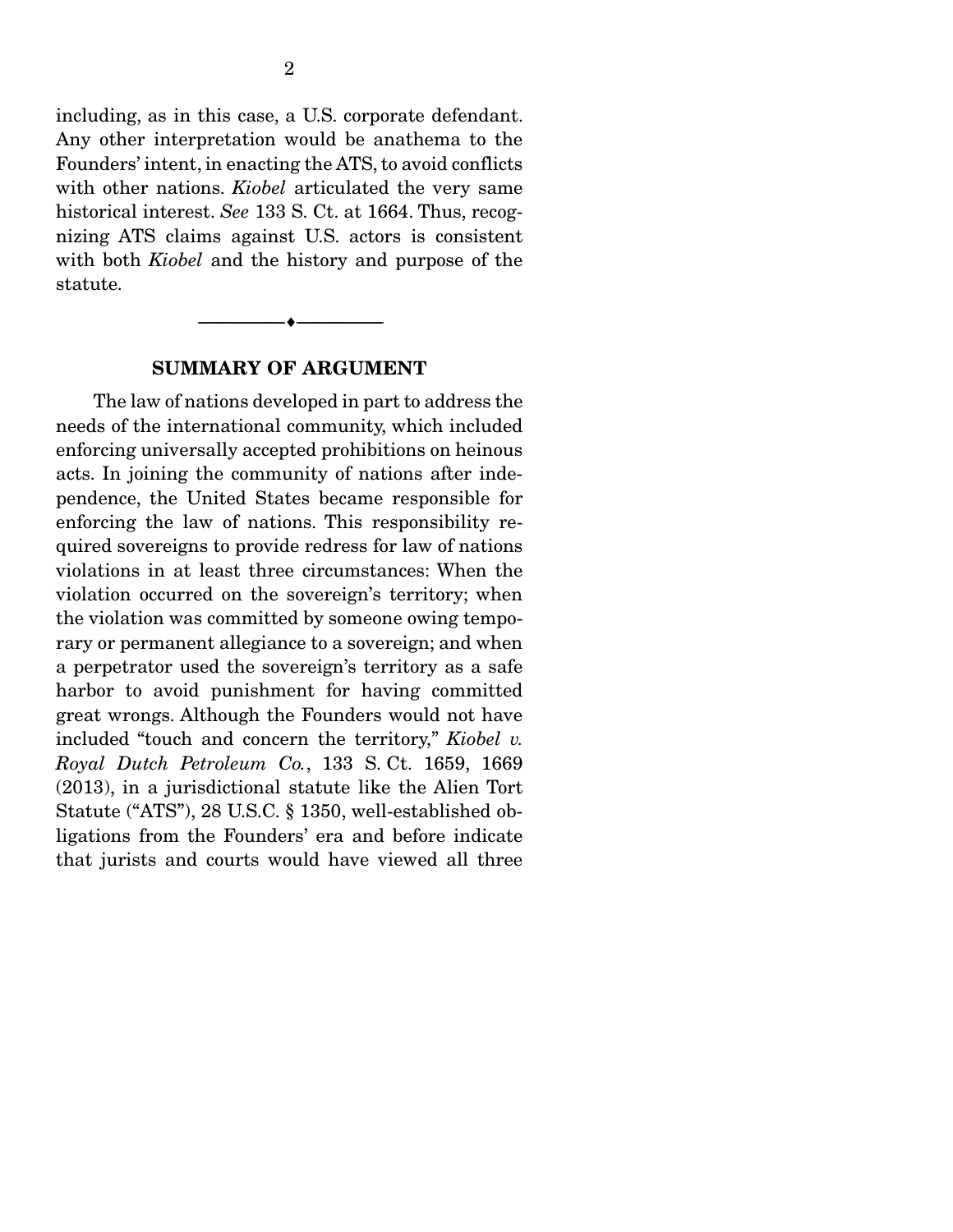including, as in this case, a U.S. corporate defendant. Any other interpretation would be anathema to the Founders' intent, in enacting the ATS, to avoid conflicts with other nations. *Kiobel* articulated the very same historical interest. *See* 133 S. Ct. at 1664. Thus, recognizing ATS claims against U.S. actors is consistent with both *Kiobel* and the history and purpose of the statute.

---

## SUMMARY OF ARGUMENT

The law of nations developed in part to address the needs of the international community, which included enforcing universally accepted prohibitions on heinous acts. In joining the community of nations after independence, the United States became responsible for enforcing the law of nations. This responsibility required sovereigns to provide redress for law of nations violations in at least three circumstances: When the violation occurred on the sovereign's territory; when the violation was committed by someone owing temporary or permanent allegiance to a sovereign; and when a perpetrator used the sovereign's territory as a safe harbor to avoid punishment for having committed great wrongs. Although the Founders would not have included "touch and concern the territory," *Kiobel v. Royal Dutch Petroleum Co.*, 133 S. Ct. 1659, 1669 (2013), in a jurisdictional statute like the Alien Tort Statute ("ATS"), 28 U.S.C. § 1350, well-established obligations from the Founders' era and before indicate that jurists and courts would have viewed all three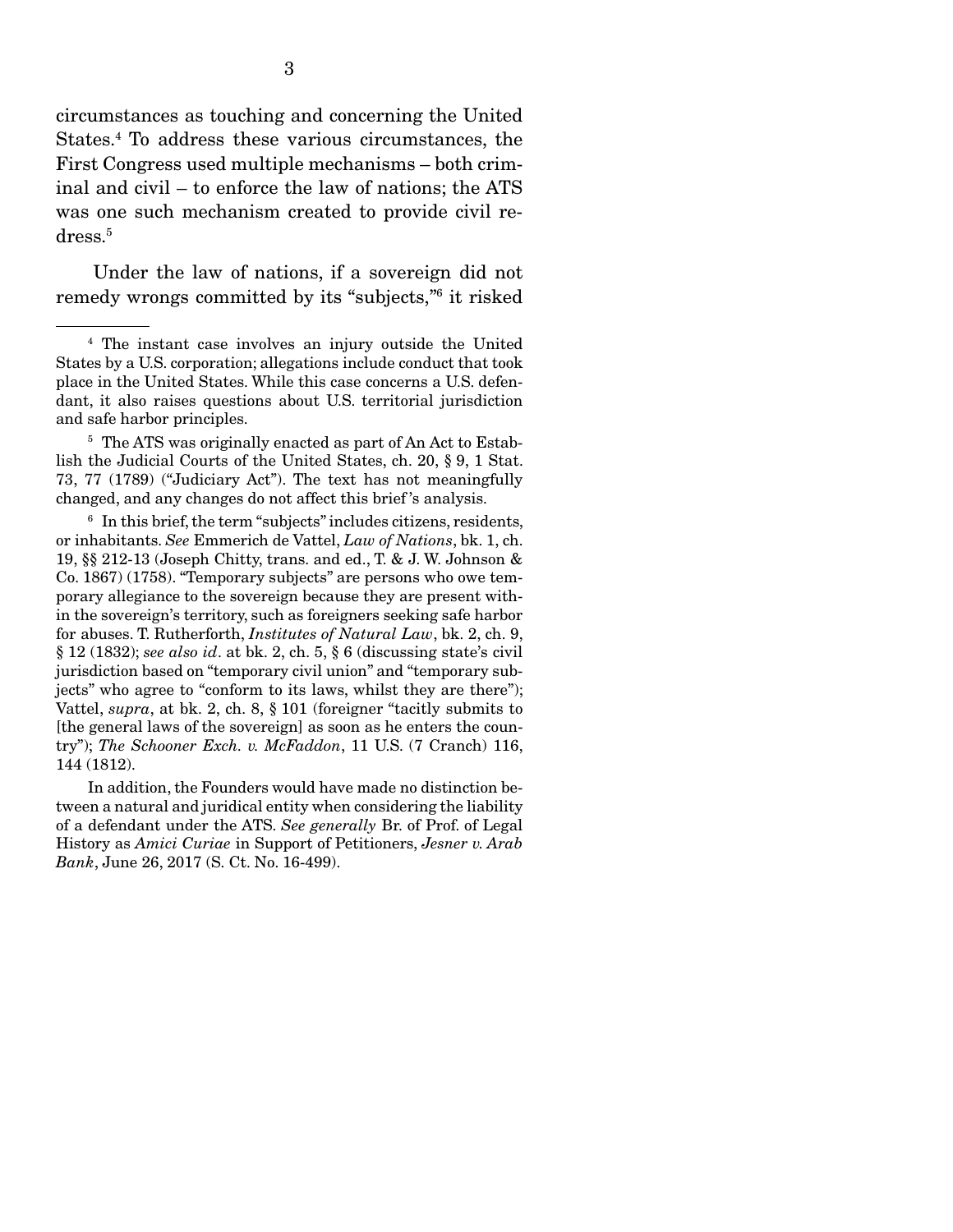circumstances as touching and concerning the United States.[4] To address these various circumstances, the First Congress used multiple mechanisms – both criminal and civil – to enforce the law of nations; the ATS was one such mechanism created to provide civil redress.[5]

Under the law of nations, if a sovereign did not remedy wrongs committed by its "subjects,"[6] it risked

---

[4] The instant case involves an injury outside the United States by a U.S. corporation; allegations include conduct that took place in the United States. While this case concerns a U.S. defendant, it also raises questions about U.S. territorial jurisdiction and safe harbor principles.

[5] The ATS was originally enacted as part of An Act to Establish the Judicial Courts of the United States, ch. 20, § 9, 1 Stat. 73, 77 (1789) ("Judiciary Act"). The text has not meaningfully changed, and any changes do not affect this brief's analysis.

[6] In this brief, the term "subjects" includes citizens, residents, or inhabitants. *See* Emmerich de Vattel, *Law of Nations*, bk. 1, ch. 19, §§ 212-13 (Joseph Chitty, trans. and ed., T. & J. W. Johnson & Co. 1867) (1758). "Temporary subjects" are persons who owe temporary allegiance to the sovereign because they are present within the sovereign's territory, such as foreigners seeking safe harbor for abuses. T. Rutherforth, *Institutes of Natural Law*, bk. 2, ch. 9, § 12 (1832); *see also id*. at bk. 2, ch. 5, § 6 (discussing state's civil jurisdiction based on "temporary civil union" and "temporary subjects" who agree to "conform to its laws, whilst they are there"); Vattel, *supra*, at bk. 2, ch. 8, § 101 (foreigner "tacitly submits to [the general laws of the sovereign] as soon as he enters the country"); *The Schooner Exch. v. McFaddon*, 11 U.S. (7 Cranch) 116, 144 (1812).

In addition, the Founders would have made no distinction between a natural and juridical entity when considering the liability of a defendant under the ATS. *See generally* Br. of Prof. of Legal History as *Amici Curiae* in Support of Petitioners, *Jesner v. Arab Bank*, June 26, 2017 (S. Ct. No. 16-499).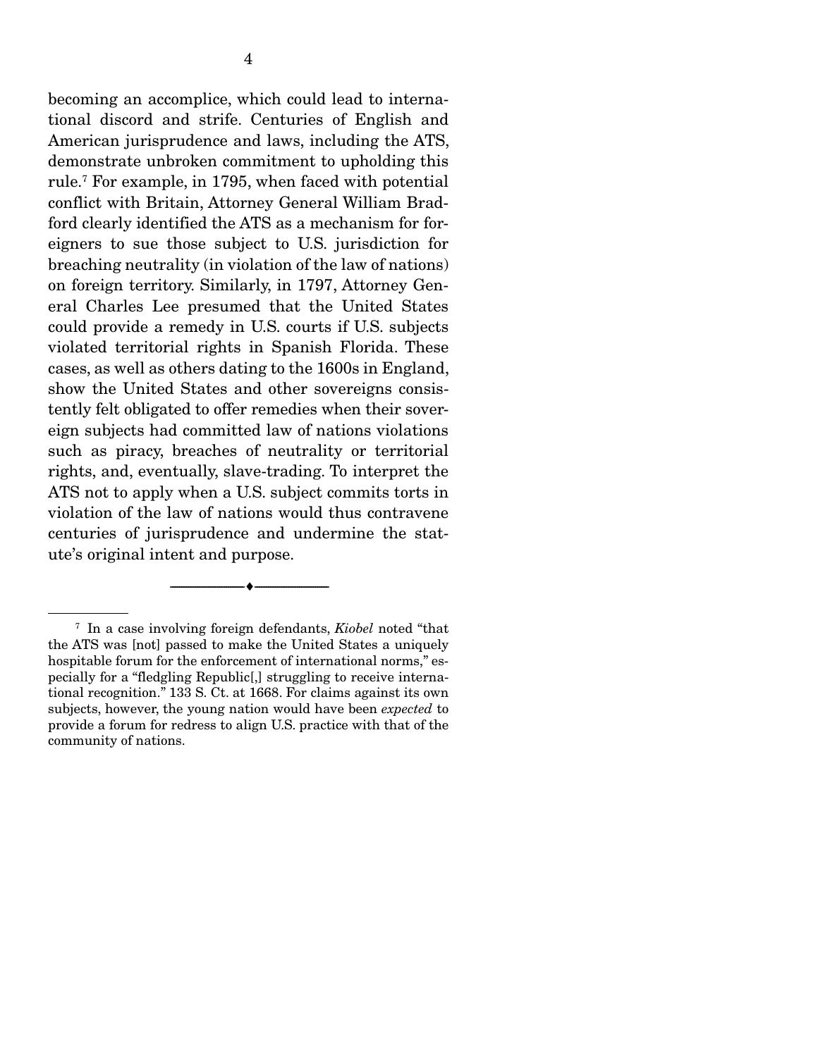becoming an accomplice, which could lead to international discord and strife. Centuries of English and American jurisprudence and laws, including the ATS, demonstrate unbroken commitment to upholding this rule.[7] For example, in 1795, when faced with potential conflict with Britain, Attorney General William Bradford clearly identified the ATS as a mechanism for foreigners to sue those subject to U.S. jurisdiction for breaching neutrality (in violation of the law of nations) on foreign territory. Similarly, in 1797, Attorney General Charles Lee presumed that the United States could provide a remedy in U.S. courts if U.S. subjects violated territorial rights in Spanish Florida. These cases, as well as others dating to the 1600s in England, show the United States and other sovereigns consistently felt obligated to offer remedies when their sovereign subjects had committed law of nations violations such as piracy, breaches of neutrality or territorial rights, and, eventually, slave-trading. To interpret the ATS not to apply when a U.S. subject commits torts in violation of the law of nations would thus contravene centuries of jurisprudence and undermine the statute's original intent and purpose.

---

[7] In a case involving foreign defendants, *Kiobel* noted "that the ATS was [not] passed to make the United States a uniquely hospitable forum for the enforcement of international norms," especially for a "fledgling Republic[,] struggling to receive international recognition." 133 S. Ct. at 1668. For claims against its own subjects, however, the young nation would have been *expected* to provide a forum for redress to align U.S. practice with that of the community of nations.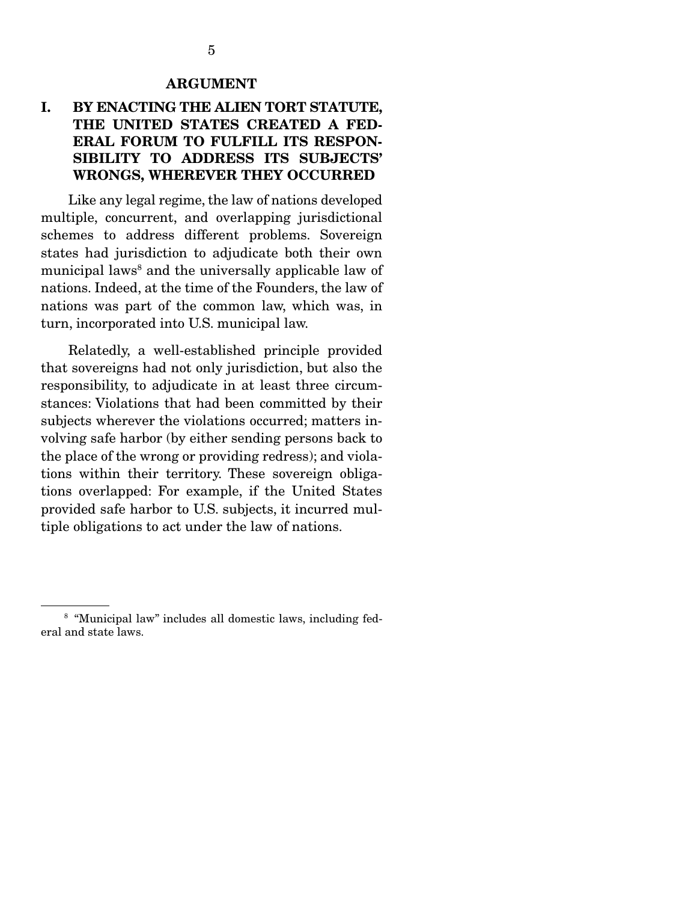## ARGUMENT

### I. BY ENACTING THE ALIEN TORT STATUTE, THE UNITED STATES CREATED A FEDERAL FORUM TO FULFILL ITS RESPONSIBILITY TO ADDRESS ITS SUBJECTS' WRONGS, WHEREVER THEY OCCURRED

Like any legal regime, the law of nations developed multiple, concurrent, and overlapping jurisdictional schemes to address different problems. Sovereign states had jurisdiction to adjudicate both their own municipal laws[8] and the universally applicable law of nations. Indeed, at the time of the Founders, the law of nations was part of the common law, which was, in turn, incorporated into U.S. municipal law.

Relatedly, a well-established principle provided that sovereigns had not only jurisdiction, but also the responsibility, to adjudicate in at least three circumstances: Violations that had been committed by their subjects wherever the violations occurred; matters involving safe harbor (by either sending persons back to the place of the wrong or providing redress); and violations within their territory. These sovereign obligations overlapped: For example, if the United States provided safe harbor to U.S. subjects, it incurred multiple obligations to act under the law of nations.

---

[8] "Municipal law" includes all domestic laws, including federal and state laws.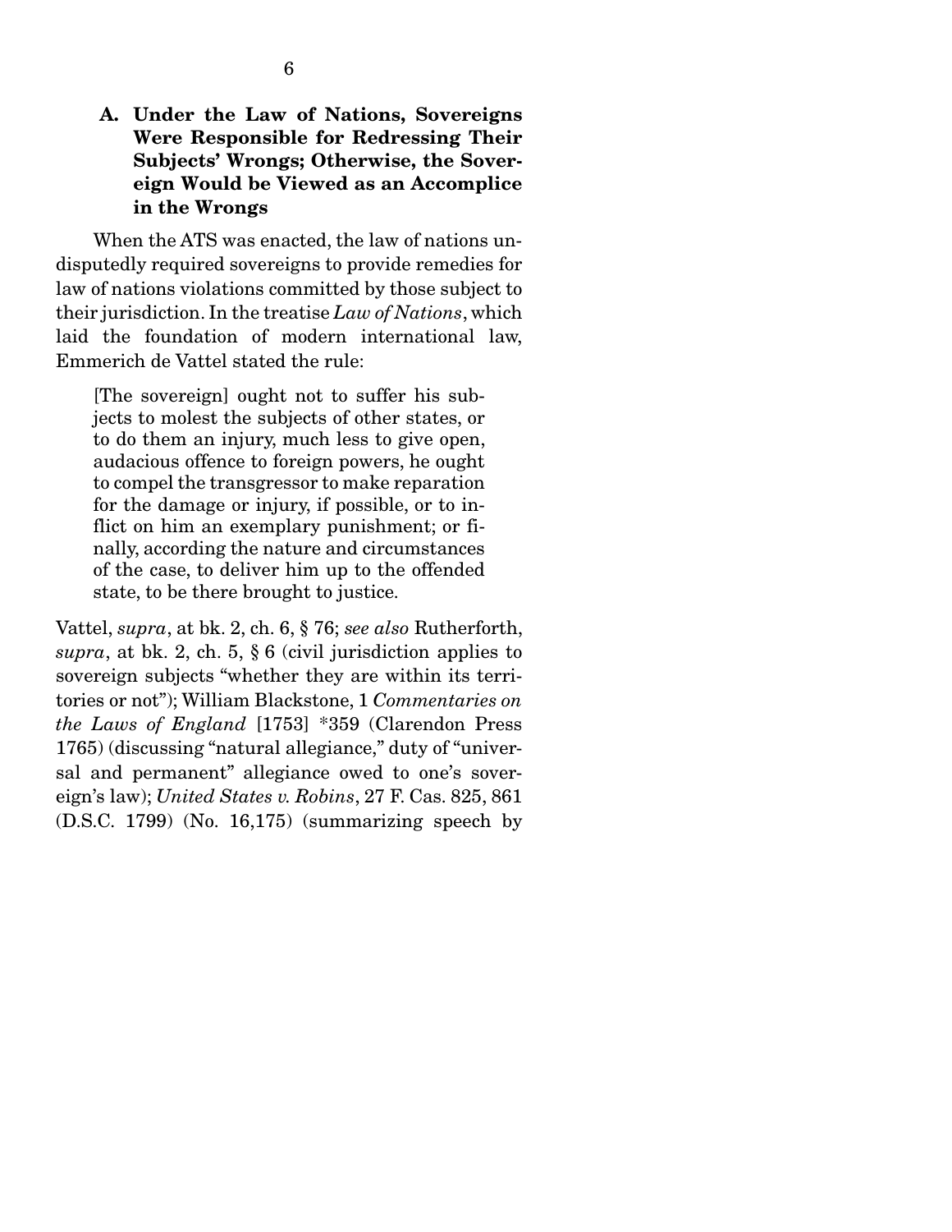### A. Under the Law of Nations, Sovereigns Were Responsible for Redressing Their Subjects' Wrongs; Otherwise, the Sovereign Would be Viewed as an Accomplice in the Wrongs

When the ATS was enacted, the law of nations undisputedly required sovereigns to provide remedies for law of nations violations committed by those subject to their jurisdiction. In the treatise *Law of Nations*, which laid the foundation of modern international law, Emmerich de Vattel stated the rule:

> [The sovereign] ought not to suffer his subjects to molest the subjects of other states, or to do them an injury, much less to give open, audacious offence to foreign powers, he ought to compel the transgressor to make reparation for the damage or injury, if possible, or to inflict on him an exemplary punishment; or finally, according the nature and circumstances of the case, to deliver him up to the offended state, to be there brought to justice.

Vattel, *supra*, at bk. 2, ch. 6, § 76; *see also* Rutherforth, *supra*, at bk. 2, ch. 5, § 6 (civil jurisdiction applies to sovereign subjects "whether they are within its territories or not"); William Blackstone, 1 *Commentaries on the Laws of England* [1753] *359 (Clarendon Press 1765) (discussing "natural allegiance," duty of "universal and permanent" allegiance owed to one's sovereign's law); *United States v. Robins*, 27 F. Cas. 825, 861 (D.S.C. 1799) (No. 16,175) (summarizing speech by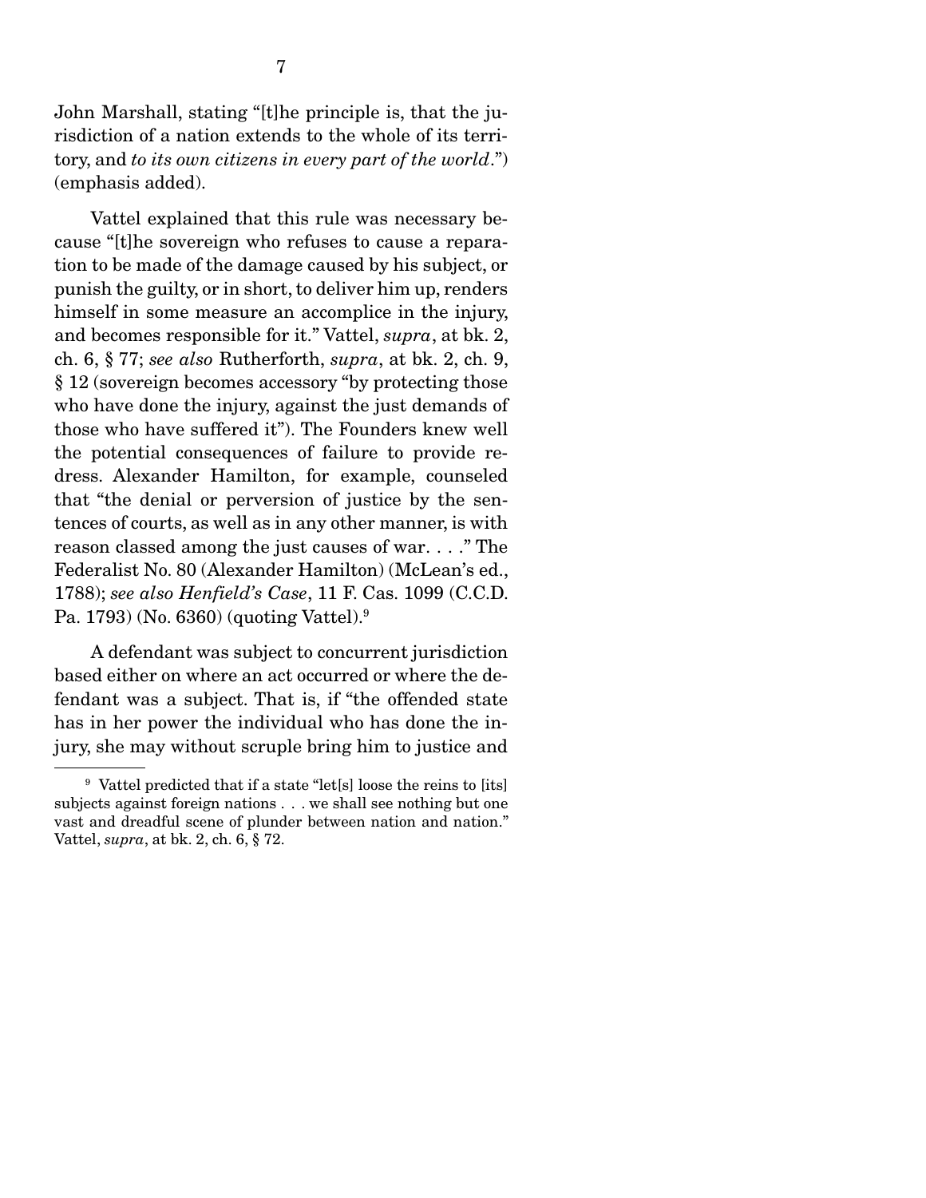John Marshall, stating "[t]he principle is, that the jurisdiction of a nation extends to the whole of its territory, and *to its own citizens in every part of the world*.") (emphasis added).

Vattel explained that this rule was necessary because "[t]he sovereign who refuses to cause a reparation to be made of the damage caused by his subject, or punish the guilty, or in short, to deliver him up, renders himself in some measure an accomplice in the injury, and becomes responsible for it." Vattel, *supra*, at bk. 2, ch. 6, § 77; *see also* Rutherforth, *supra*, at bk. 2, ch. 9, § 12 (sovereign becomes accessory "by protecting those who have done the injury, against the just demands of those who have suffered it"). The Founders knew well the potential consequences of failure to provide redress. Alexander Hamilton, for example, counseled that "the denial or perversion of justice by the sentences of courts, as well as in any other manner, is with reason classed among the just causes of war. . . ." The Federalist No. 80 (Alexander Hamilton) (McLean's ed., 1788); *see also Henfield's Case*, 11 F. Cas. 1099 (C.C.D. Pa. 1793) (No. 6360) (quoting Vattel).[9]

A defendant was subject to concurrent jurisdiction based either on where an act occurred or where the defendant was a subject. That is, if "the offended state has in her power the individual who has done the injury, she may without scruple bring him to justice and

[9] Vattel predicted that if a state "let[s] loose the reins to [its] subjects against foreign nations . . . we shall see nothing but one vast and dreadful scene of plunder between nation and nation." Vattel, *supra*, at bk. 2, ch. 6, § 72.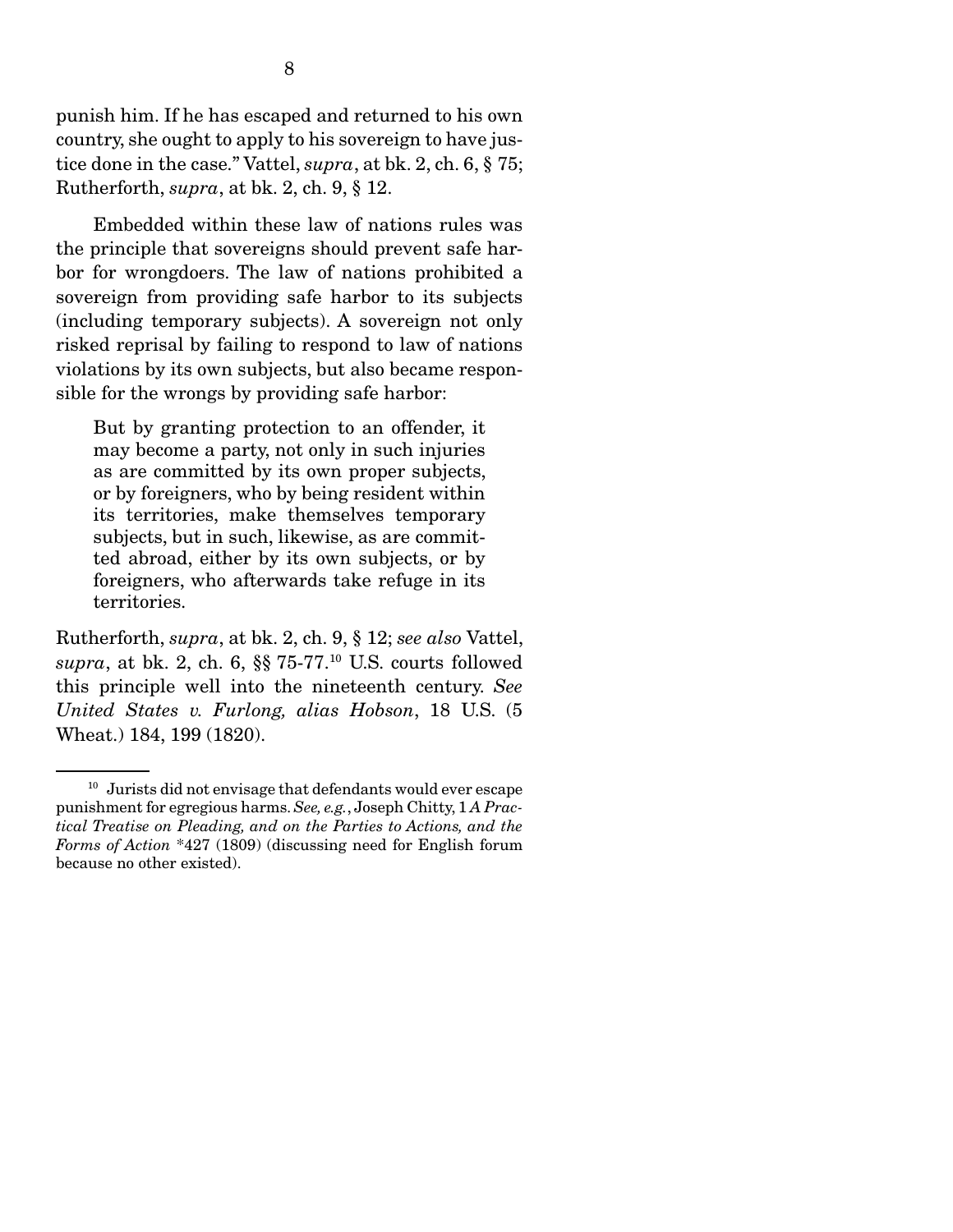punish him. If he has escaped and returned to his own country, she ought to apply to his sovereign to have justice done in the case." Vattel, *supra*, at bk. 2, ch. 6, § 75; Rutherforth, *supra*, at bk. 2, ch. 9, § 12.

Embedded within these law of nations rules was the principle that sovereigns should prevent safe harbor for wrongdoers. The law of nations prohibited a sovereign from providing safe harbor to its subjects (including temporary subjects). A sovereign not only risked reprisal by failing to respond to law of nations violations by its own subjects, but also became responsible for the wrongs by providing safe harbor:

> But by granting protection to an offender, it may become a party, not only in such injuries as are committed by its own proper subjects, or by foreigners, who by being resident within its territories, make themselves temporary subjects, but in such, likewise, as are committed abroad, either by its own subjects, or by foreigners, who afterwards take refuge in its territories.

Rutherforth, *supra*, at bk. 2, ch. 9, § 12; *see also* Vattel, *supra*, at bk. 2, ch. 6, §§ 75-77.[10] U.S. courts followed this principle well into the nineteenth century. *See United States v. Furlong, alias Hobson*, 18 U.S. (5 Wheat.) 184, 199 (1820).

---

[10] Jurists did not envisage that defendants would ever escape punishment for egregious harms. *See, e.g.*, Joseph Chitty, 1 *A Practical Treatise on Pleading, and on the Parties to Actions, and the Forms of Action* *427 (1809) (discussing need for English forum because no other existed).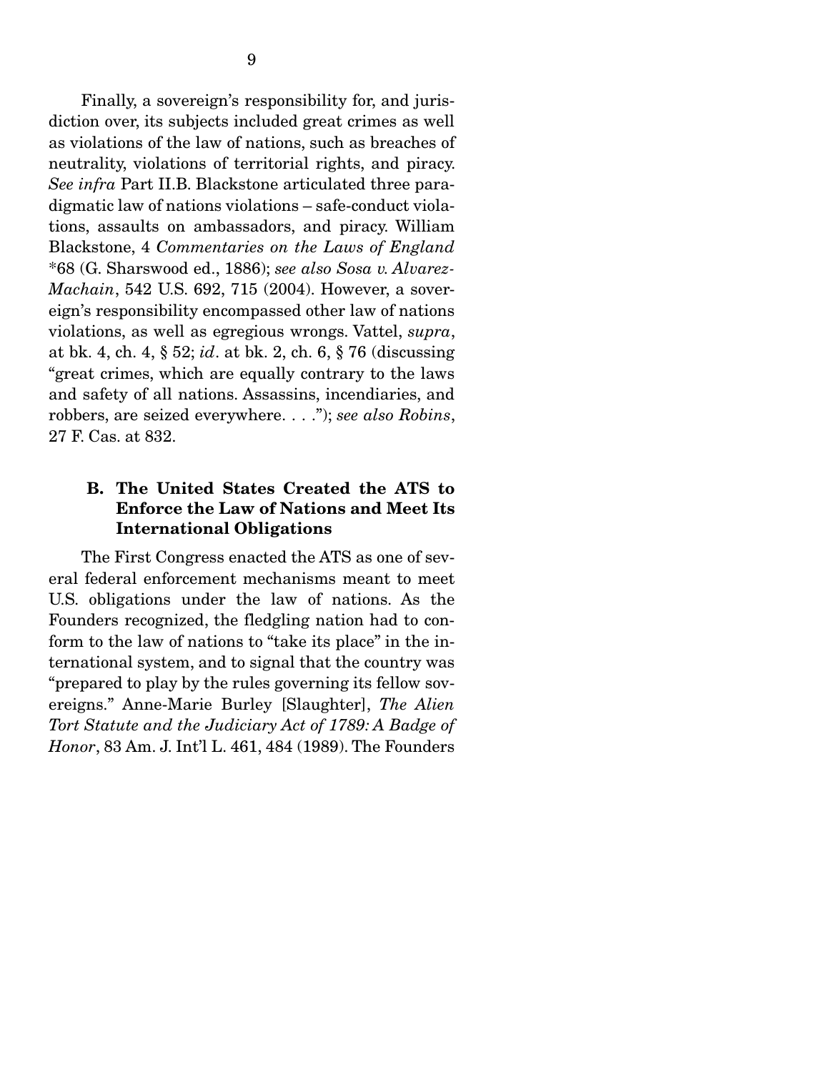Finally, a sovereign's responsibility for, and jurisdiction over, its subjects included great crimes as well as violations of the law of nations, such as breaches of neutrality, violations of territorial rights, and piracy. *See infra* Part II.B. Blackstone articulated three paradigmatic law of nations violations – safe-conduct violations, assaults on ambassadors, and piracy. William Blackstone, 4 *Commentaries on the Laws of England* *68 (G. Sharswood ed., 1886); *see also Sosa v. Alvarez-Machain*, 542 U.S. 692, 715 (2004). However, a sovereign's responsibility encompassed other law of nations violations, as well as egregious wrongs. Vattel, *supra*, at bk. 4, ch. 4, § 52; *id*. at bk. 2, ch. 6, § 76 (discussing "great crimes, which are equally contrary to the laws and safety of all nations. Assassins, incendiaries, and robbers, are seized everywhere. . . ."); *see also Robins*, 27 F. Cas. at 832.

### B. The United States Created the ATS to Enforce the Law of Nations and Meet Its International Obligations

The First Congress enacted the ATS as one of several federal enforcement mechanisms meant to meet U.S. obligations under the law of nations. As the Founders recognized, the fledgling nation had to conform to the law of nations to "take its place" in the international system, and to signal that the country was "prepared to play by the rules governing its fellow sovereigns." Anne-Marie Burley [Slaughter], *The Alien Tort Statute and the Judiciary Act of 1789: A Badge of Honor*, 83 Am. J. Int'l L. 461, 484 (1989). The Founders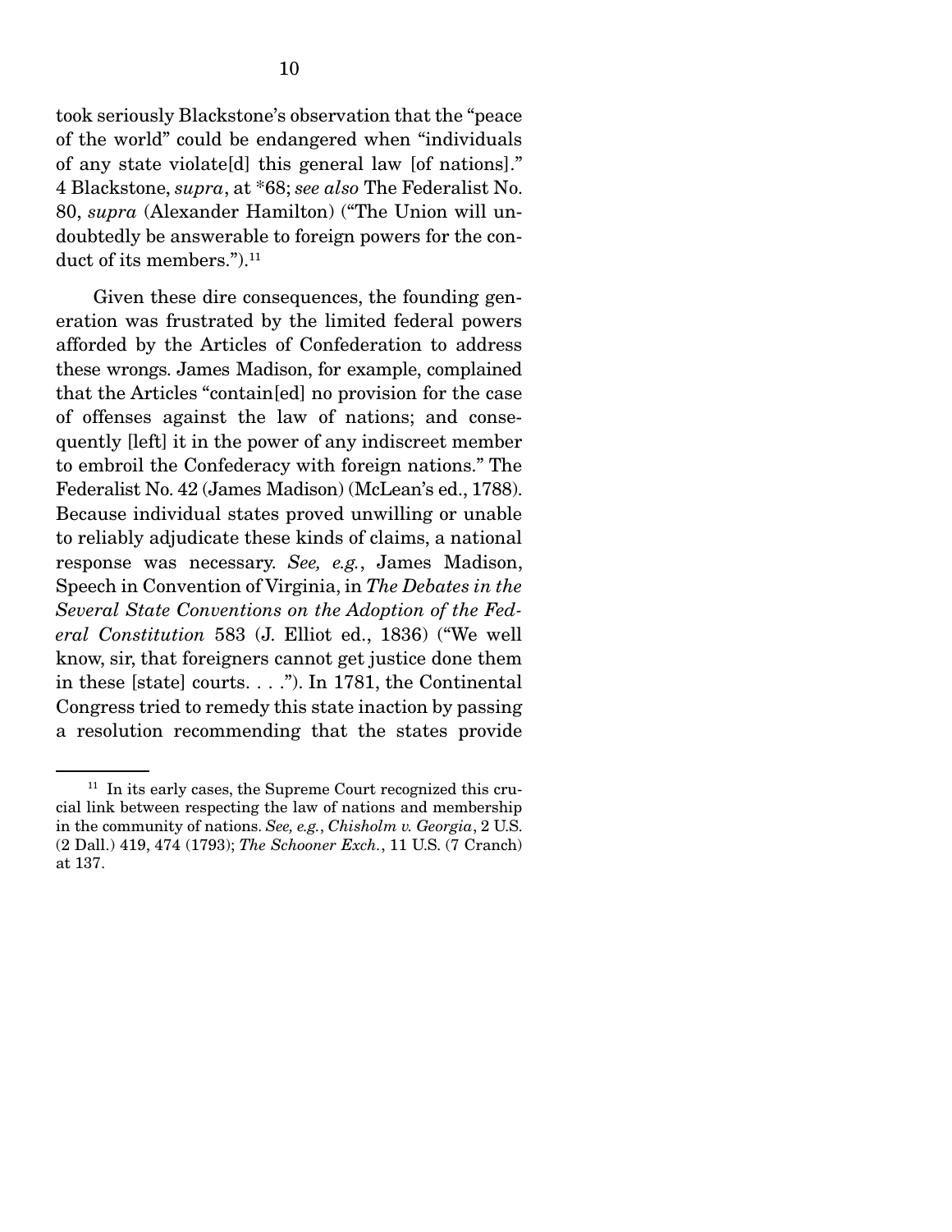took seriously Blackstone's observation that the "peace of the world" could be endangered when "individuals of any state violate[d] this general law [of nations]." 4 Blackstone, *supra*, at *68; *see also* The Federalist No. 80, *supra* (Alexander Hamilton) ("The Union will undoubtedly be answerable to foreign powers for the conduct of its members.").[11]

Given these dire consequences, the founding generation was frustrated by the limited federal powers afforded by the Articles of Confederation to address these wrongs. James Madison, for example, complained that the Articles "contain[ed] no provision for the case of offenses against the law of nations; and consequently [left] it in the power of any indiscreet member to embroil the Confederacy with foreign nations." The Federalist No. 42 (James Madison) (McLean's ed., 1788). Because individual states proved unwilling or unable to reliably adjudicate these kinds of claims, a national response was necessary. *See, e.g.*, James Madison, Speech in Convention of Virginia, in *The Debates in the Several State Conventions on the Adoption of the Federal Constitution* 583 (J. Elliot ed., 1836) ("We well know, sir, that foreigners cannot get justice done them in these [state] courts. . . ."). In 1781, the Continental Congress tried to remedy this state inaction by passing a resolution recommending that the states provide

---

[11] In its early cases, the Supreme Court recognized this crucial link between respecting the law of nations and membership in the community of nations. *See, e.g.*, *Chisholm v. Georgia*, 2 U.S. (2 Dall.) 419, 474 (1793); *The Schooner Exch.*, 11 U.S. (7 Cranch) at 137.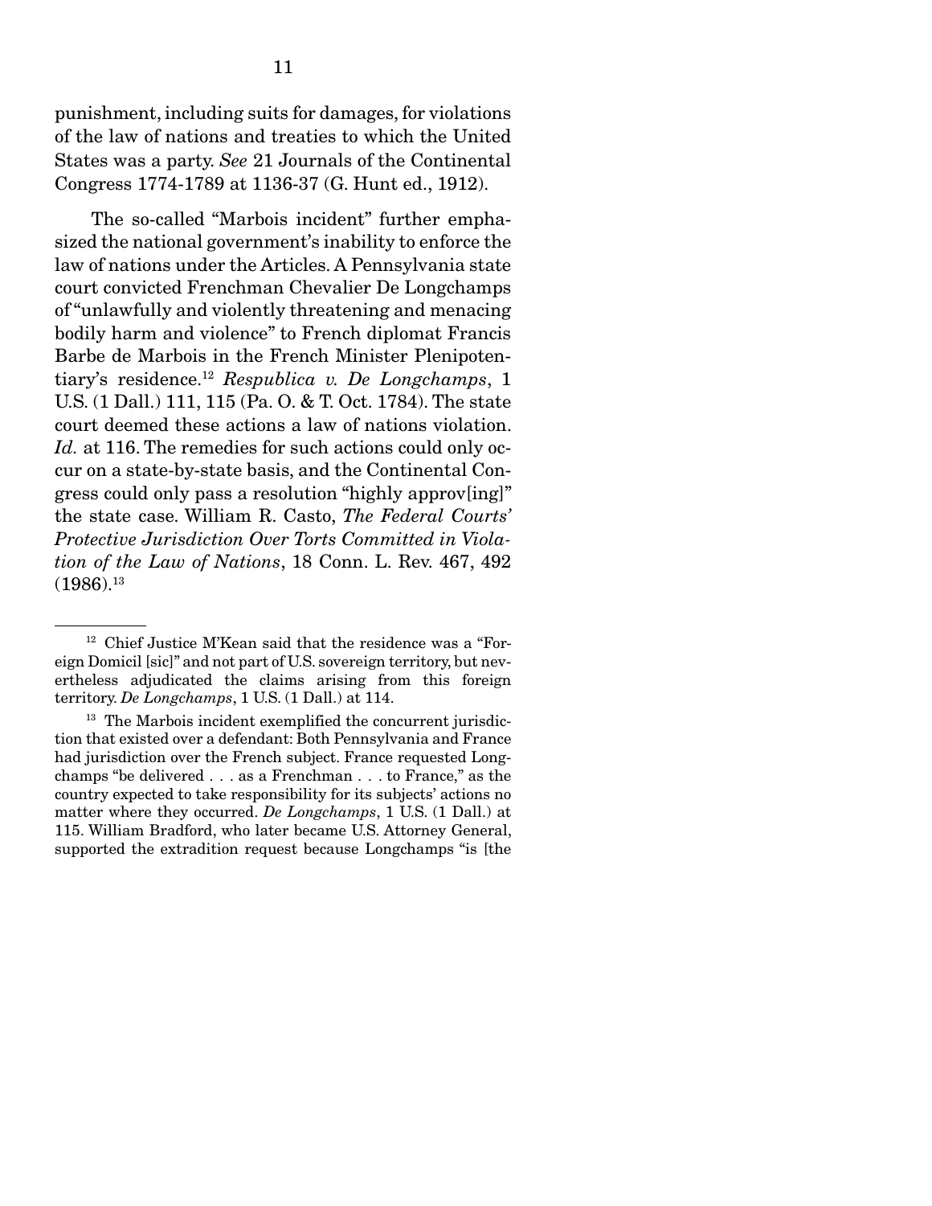punishment, including suits for damages, for violations of the law of nations and treaties to which the United States was a party. *See* 21 Journals of the Continental Congress 1774-1789 at 1136-37 (G. Hunt ed., 1912).

The so-called "Marbois incident" further emphasized the national government's inability to enforce the law of nations under the Articles. A Pennsylvania state court convicted Frenchman Chevalier De Longchamps of "unlawfully and violently threatening and menacing bodily harm and violence" to French diplomat Francis Barbe de Marbois in the French Minister Plenipotentiary's residence.[12] *Respublica v. De Longchamps*, 1 U.S. (1 Dall.) 111, 115 (Pa. O. & T. Oct. 1784). The state court deemed these actions a law of nations violation. *Id.* at 116. The remedies for such actions could only occur on a state-by-state basis, and the Continental Congress could only pass a resolution "highly approv[ing]" the state case. William R. Casto, *The Federal Courts' Protective Jurisdiction Over Torts Committed in Violation of the Law of Nations*, 18 Conn. L. Rev. 467, 492 (1986).[13]

---

[12] Chief Justice M'Kean said that the residence was a "Foreign Domicil [sic]" and not part of U.S. sovereign territory, but nevertheless adjudicated the claims arising from this foreign territory. *De Longchamps*, 1 U.S. (1 Dall.) at 114.

[13] The Marbois incident exemplified the concurrent jurisdiction that existed over a defendant: Both Pennsylvania and France had jurisdiction over the French subject. France requested Longchamps "be delivered . . . as a Frenchman . . . to France," as the country expected to take responsibility for its subjects' actions no matter where they occurred. *De Longchamps*, 1 U.S. (1 Dall.) at 115. William Bradford, who later became U.S. Attorney General, supported the extradition request because Longchamps "is [the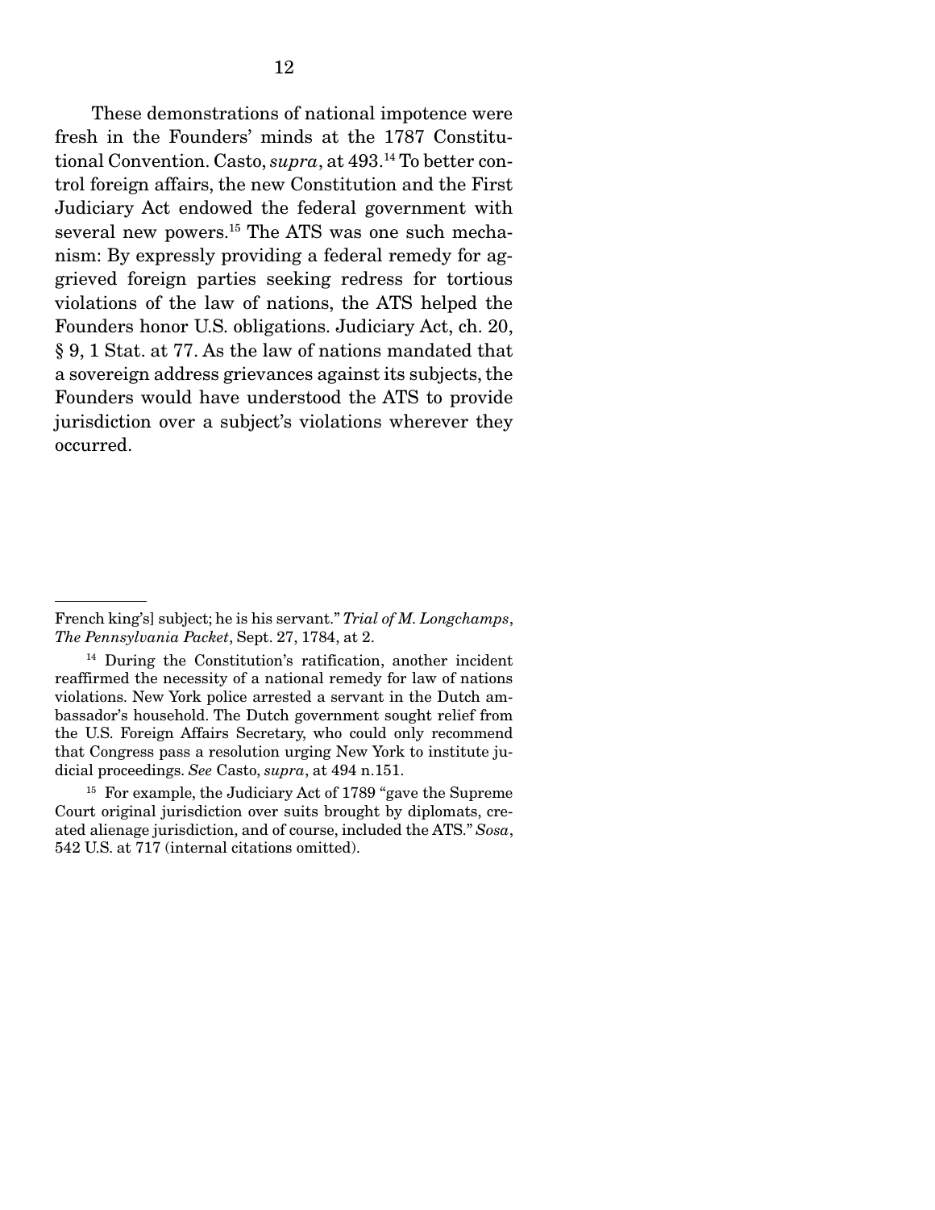These demonstrations of national impotence were fresh in the Founders' minds at the 1787 Constitutional Convention. Casto, *supra*, at 493.[14] To better control foreign affairs, the new Constitution and the First Judiciary Act endowed the federal government with several new powers.[15] The ATS was one such mechanism: By expressly providing a federal remedy for aggrieved foreign parties seeking redress for tortious violations of the law of nations, the ATS helped the Founders honor U.S. obligations. Judiciary Act, ch. 20, § 9, 1 Stat. at 77. As the law of nations mandated that a sovereign address grievances against its subjects, the Founders would have understood the ATS to provide jurisdiction over a subject's violations wherever they occurred.

---

French king's] subject; he is his servant." *Trial of M. Longchamps*, *The Pennsylvania Packet*, Sept. 27, 1784, at 2.

[14] During the Constitution's ratification, another incident reaffirmed the necessity of a national remedy for law of nations violations. New York police arrested a servant in the Dutch ambassador's household. The Dutch government sought relief from the U.S. Foreign Affairs Secretary, who could only recommend that Congress pass a resolution urging New York to institute judicial proceedings. *See* Casto, *supra*, at 494 n.151.

[15] For example, the Judiciary Act of 1789 "gave the Supreme Court original jurisdiction over suits brought by diplomats, created alienage jurisdiction, and of course, included the ATS." *Sosa*, 542 U.S. at 717 (internal citations omitted).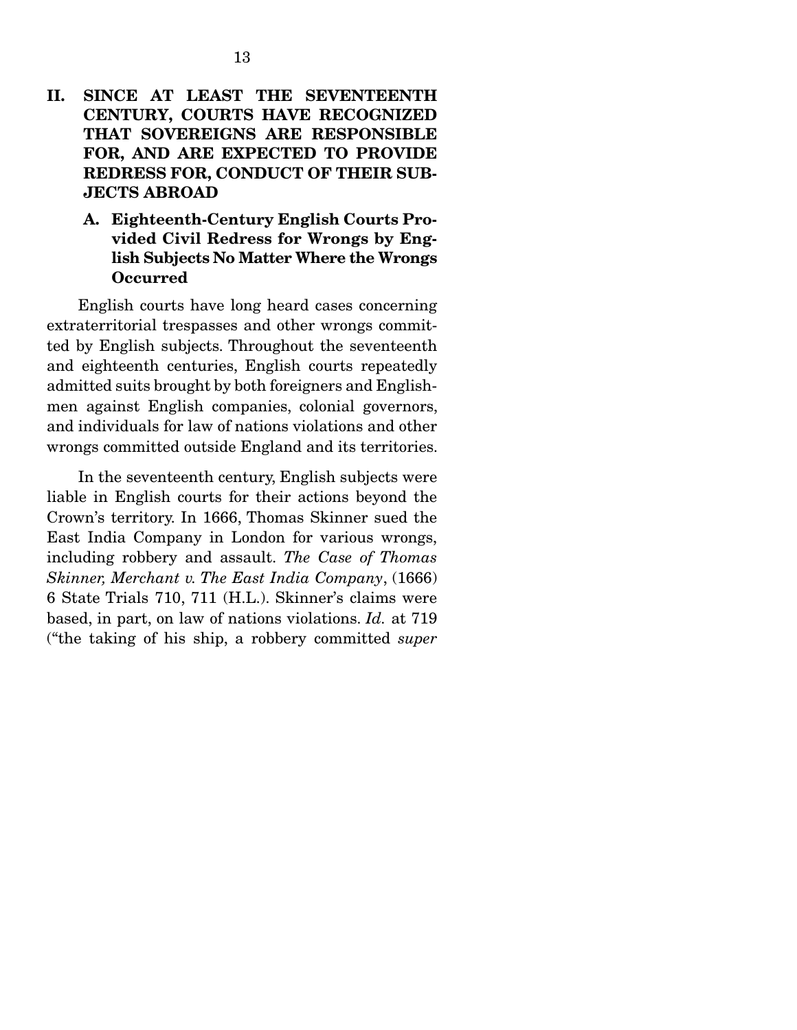## II. SINCE AT LEAST THE SEVENTEENTH CENTURY, COURTS HAVE RECOGNIZED THAT SOVEREIGNS ARE RESPONSIBLE FOR, AND ARE EXPECTED TO PROVIDE REDRESS FOR, CONDUCT OF THEIR SUBJECTS ABROAD

### A. Eighteenth-Century English Courts Provided Civil Redress for Wrongs by English Subjects No Matter Where the Wrongs Occurred

English courts have long heard cases concerning extraterritorial trespasses and other wrongs committed by English subjects. Throughout the seventeenth and eighteenth centuries, English courts repeatedly admitted suits brought by both foreigners and Englishmen against English companies, colonial governors, and individuals for law of nations violations and other wrongs committed outside England and its territories.

In the seventeenth century, English subjects were liable in English courts for their actions beyond the Crown's territory. In 1666, Thomas Skinner sued the East India Company in London for various wrongs, including robbery and assault. *The Case of Thomas Skinner, Merchant v. The East India Company*, (1666) 6 State Trials 710, 711 (H.L.). Skinner's claims were based, in part, on law of nations violations. *Id.* at 719 ("the taking of his ship, a robbery committed *super*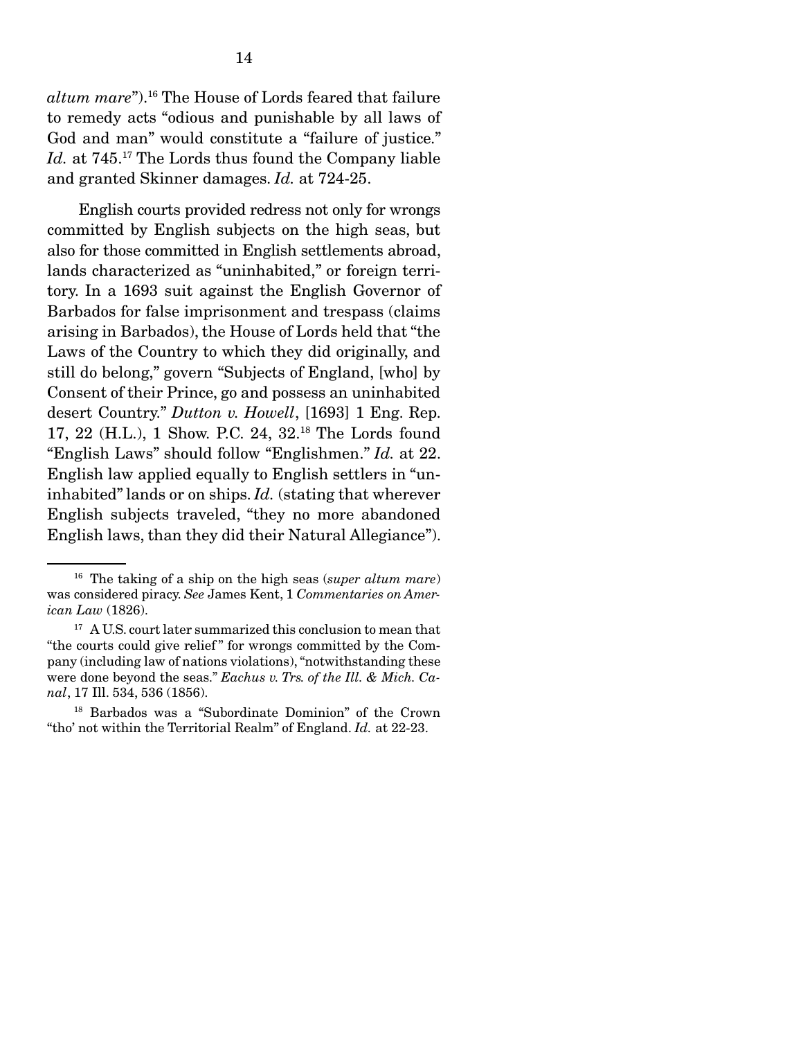*altum mare*").[16] The House of Lords feared that failure to remedy acts "odious and punishable by all laws of God and man" would constitute a "failure of justice." *Id.* at 745.[17] The Lords thus found the Company liable and granted Skinner damages. *Id.* at 724-25.

English courts provided redress not only for wrongs committed by English subjects on the high seas, but also for those committed in English settlements abroad, lands characterized as "uninhabited," or foreign territory. In a 1693 suit against the English Governor of Barbados for false imprisonment and trespass (claims arising in Barbados), the House of Lords held that "the Laws of the Country to which they did originally, and still do belong," govern "Subjects of England, [who] by Consent of their Prince, go and possess an uninhabited desert Country." *Dutton v. Howell*, [1693] 1 Eng. Rep. 17, 22 (H.L.), 1 Show. P.C. 24, 32.[18] The Lords found "English Laws" should follow "Englishmen." *Id.* at 22. English law applied equally to English settlers in "uninhabited" lands or on ships. *Id.* (stating that wherever English subjects traveled, "they no more abandoned English laws, than they did their Natural Allegiance").

---

[16] The taking of a ship on the high seas (*super altum mare*) was considered piracy. *See* James Kent, 1 *Commentaries on American Law* (1826).

[17] A U.S. court later summarized this conclusion to mean that "the courts could give relief" for wrongs committed by the Company (including law of nations violations), "notwithstanding these were done beyond the seas." *Eachus v. Trs. of the Ill. & Mich. Canal*, 17 Ill. 534, 536 (1856).

[18] Barbados was a "Subordinate Dominion" of the Crown "tho' not within the Territorial Realm" of England. *Id.* at 22-23.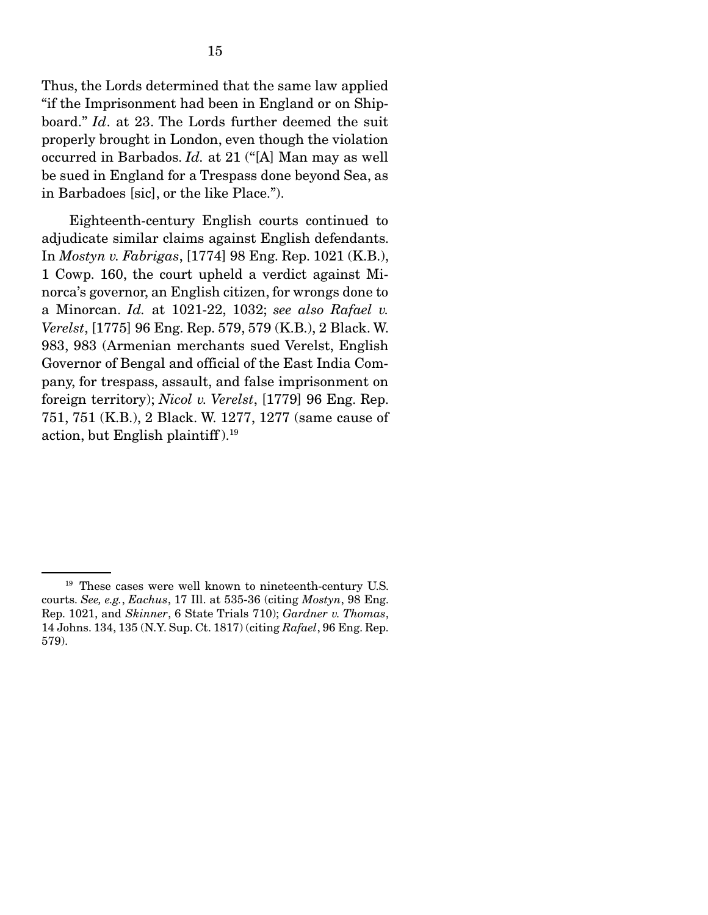Thus, the Lords determined that the same law applied "if the Imprisonment had been in England or on Shipboard." *Id*. at 23. The Lords further deemed the suit properly brought in London, even though the violation occurred in Barbados. *Id.* at 21 ("[A] Man may as well be sued in England for a Trespass done beyond Sea, as in Barbadoes [sic], or the like Place.").

Eighteenth-century English courts continued to adjudicate similar claims against English defendants. In *Mostyn v. Fabrigas*, [1774] 98 Eng. Rep. 1021 (K.B.), 1 Cowp. 160, the court upheld a verdict against Minorca's governor, an English citizen, for wrongs done to a Minorcan. *Id.* at 1021-22, 1032; *see also Rafael v. Verelst*, [1775] 96 Eng. Rep. 579, 579 (K.B.), 2 Black. W. 983, 983 (Armenian merchants sued Verelst, English Governor of Bengal and official of the East India Company, for trespass, assault, and false imprisonment on foreign territory); *Nicol v. Verelst*, [1779] 96 Eng. Rep. 751, 751 (K.B.), 2 Black. W. 1277, 1277 (same cause of action, but English plaintiff).[19]

---

[19] These cases were well known to nineteenth-century U.S. courts. *See, e.g.*, *Eachus*, 17 Ill. at 535-36 (citing *Mostyn*, 98 Eng. Rep. 1021, and *Skinner*, 6 State Trials 710); *Gardner v. Thomas*, 14 Johns. 134, 135 (N.Y. Sup. Ct. 1817) (citing *Rafael*, 96 Eng. Rep. 579).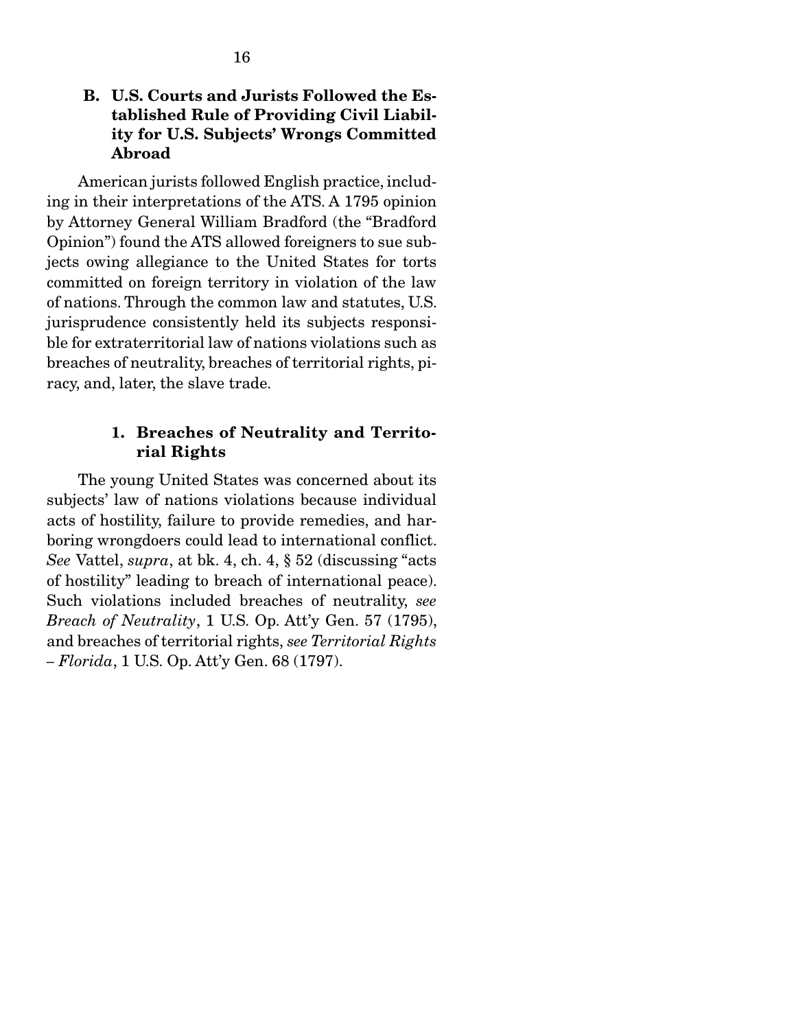### B. U.S. Courts and Jurists Followed the Established Rule of Providing Civil Liability for U.S. Subjects' Wrongs Committed Abroad

American jurists followed English practice, including in their interpretations of the ATS. A 1795 opinion by Attorney General William Bradford (the "Bradford Opinion") found the ATS allowed foreigners to sue subjects owing allegiance to the United States for torts committed on foreign territory in violation of the law of nations. Through the common law and statutes, U.S. jurisprudence consistently held its subjects responsible for extraterritorial law of nations violations such as breaches of neutrality, breaches of territorial rights, piracy, and, later, the slave trade.

#### 1. Breaches of Neutrality and Territorial Rights

The young United States was concerned about its subjects' law of nations violations because individual acts of hostility, failure to provide remedies, and harboring wrongdoers could lead to international conflict. *See* Vattel, *supra*, at bk. 4, ch. 4, § 52 (discussing "acts of hostility" leading to breach of international peace). Such violations included breaches of neutrality, *see Breach of Neutrality*, 1 U.S. Op. Att'y Gen. 57 (1795), and breaches of territorial rights, *see Territorial Rights – Florida*, 1 U.S. Op. Att'y Gen. 68 (1797).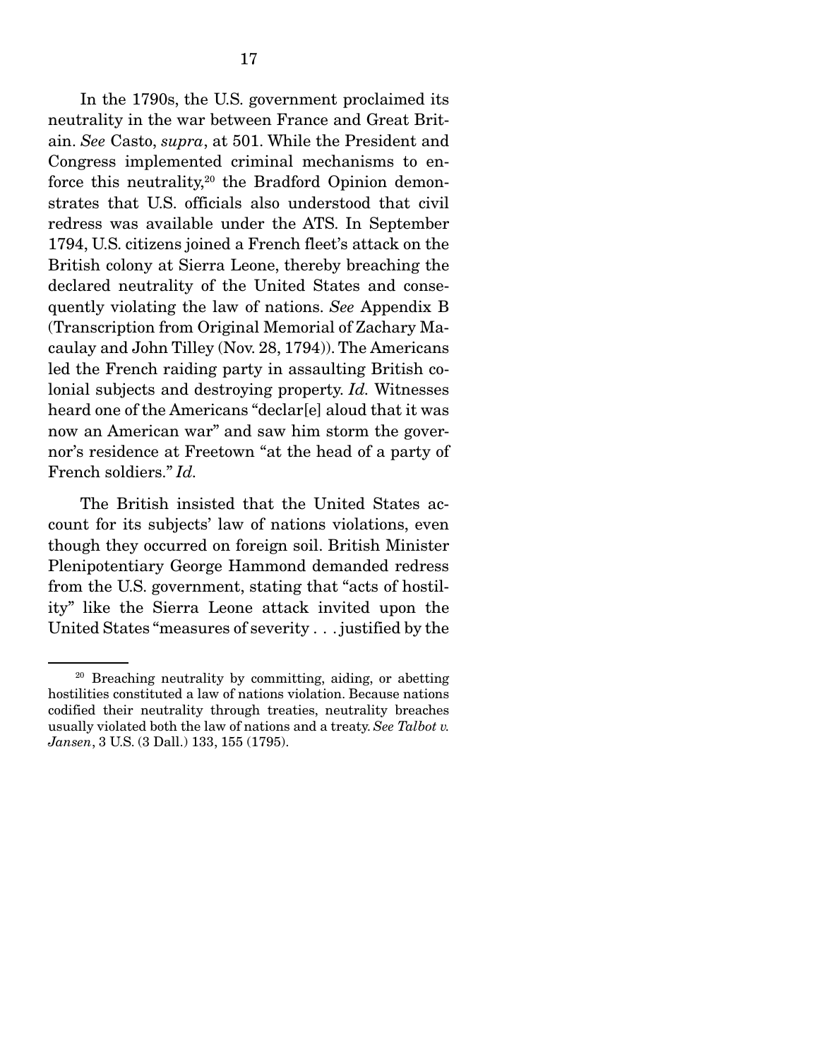In the 1790s, the U.S. government proclaimed its neutrality in the war between France and Great Britain. *See* Casto, *supra*, at 501. While the President and Congress implemented criminal mechanisms to enforce this neutrality,[20] the Bradford Opinion demonstrates that U.S. officials also understood that civil redress was available under the ATS. In September 1794, U.S. citizens joined a French fleet's attack on the British colony at Sierra Leone, thereby breaching the declared neutrality of the United States and consequently violating the law of nations. *See* Appendix B (Transcription from Original Memorial of Zachary Macaulay and John Tilley (Nov. 28, 1794)). The Americans led the French raiding party in assaulting British colonial subjects and destroying property. *Id.* Witnesses heard one of the Americans "declar[e] aloud that it was now an American war" and saw him storm the governor's residence at Freetown "at the head of a party of French soldiers." *Id.*

The British insisted that the United States account for its subjects' law of nations violations, even though they occurred on foreign soil. British Minister Plenipotentiary George Hammond demanded redress from the U.S. government, stating that "acts of hostility" like the Sierra Leone attack invited upon the United States "measures of severity . . . justified by the

---

[20] Breaching neutrality by committing, aiding, or abetting hostilities constituted a law of nations violation. Because nations codified their neutrality through treaties, neutrality breaches usually violated both the law of nations and a treaty. *See Talbot v. Jansen*, 3 U.S. (3 Dall.) 133, 155 (1795).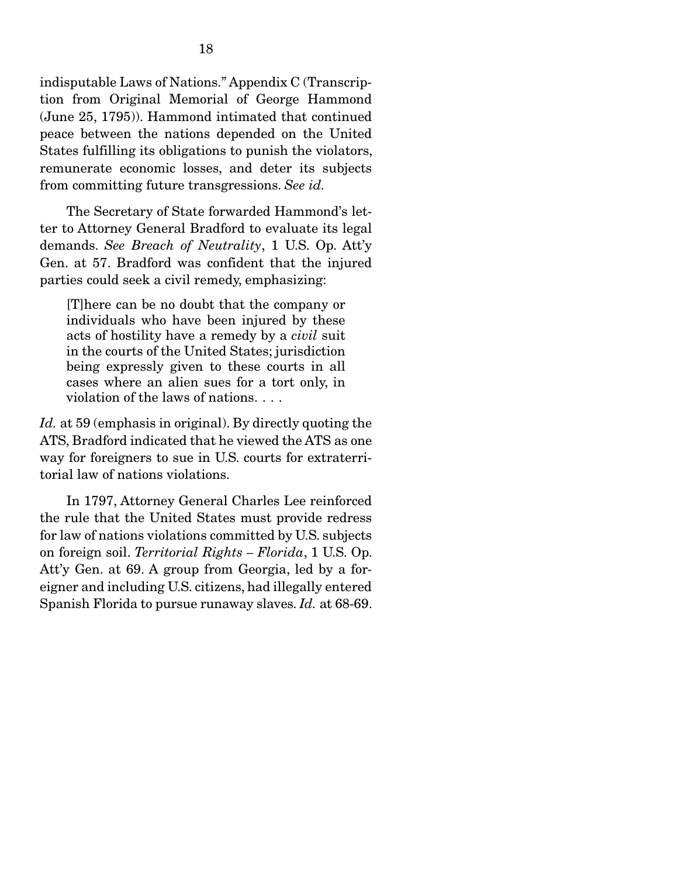indisputable Laws of Nations." Appendix C (Transcription from Original Memorial of George Hammond (June 25, 1795)). Hammond intimated that continued peace between the nations depended on the United States fulfilling its obligations to punish the violators, remunerate economic losses, and deter its subjects from committing future transgressions. *See id.*

The Secretary of State forwarded Hammond's letter to Attorney General Bradford to evaluate its legal demands. *See Breach of Neutrality*, 1 U.S. Op. Att'y Gen. at 57. Bradford was confident that the injured parties could seek a civil remedy, emphasizing:

> [T]here can be no doubt that the company or individuals who have been injured by these acts of hostility have a remedy by a *civil* suit in the courts of the United States; jurisdiction being expressly given to these courts in all cases where an alien sues for a tort only, in violation of the laws of nations. . . .

*Id.* at 59 (emphasis in original). By directly quoting the ATS, Bradford indicated that he viewed the ATS as one way for foreigners to sue in U.S. courts for extraterritorial law of nations violations.

In 1797, Attorney General Charles Lee reinforced the rule that the United States must provide redress for law of nations violations committed by U.S. subjects on foreign soil. *Territorial Rights – Florida*, 1 U.S. Op. Att'y Gen. at 69. A group from Georgia, led by a foreigner and including U.S. citizens, had illegally entered Spanish Florida to pursue runaway slaves. *Id.* at 68-69.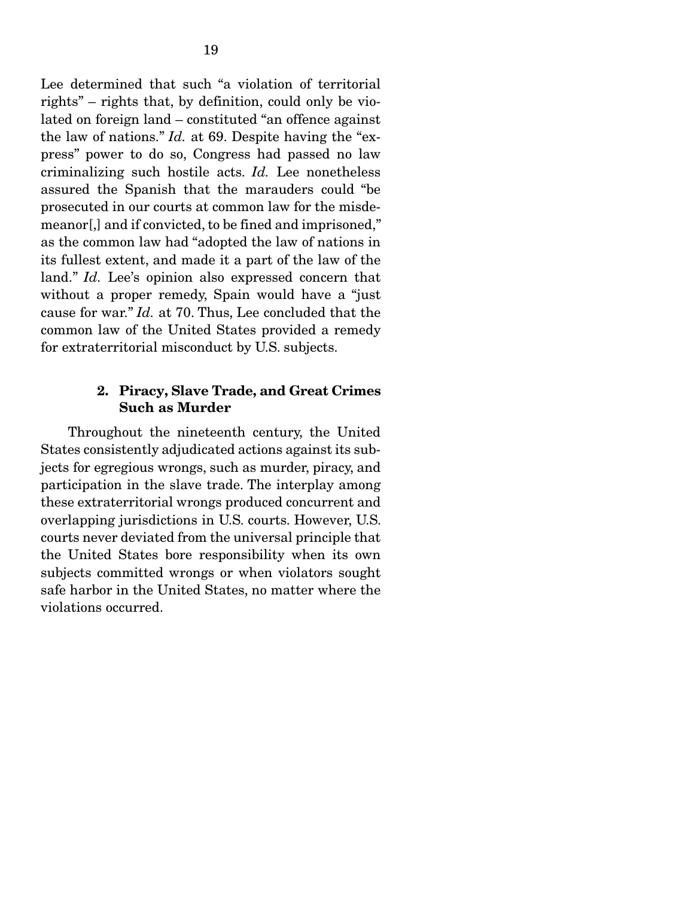Lee determined that such "a violation of territorial rights" – rights that, by definition, could only be violated on foreign land – constituted "an offence against the law of nations." *Id.* at 69. Despite having the "express" power to do so, Congress had passed no law criminalizing such hostile acts. *Id.* Lee nonetheless assured the Spanish that the marauders could "be prosecuted in our courts at common law for the misdemeanor[,] and if convicted, to be fined and imprisoned," as the common law had "adopted the law of nations in its fullest extent, and made it a part of the law of the land." *Id.* Lee's opinion also expressed concern that without a proper remedy, Spain would have a "just cause for war." *Id.* at 70. Thus, Lee concluded that the common law of the United States provided a remedy for extraterritorial misconduct by U.S. subjects.

### 2. Piracy, Slave Trade, and Great Crimes Such as Murder

Throughout the nineteenth century, the United States consistently adjudicated actions against its subjects for egregious wrongs, such as murder, piracy, and participation in the slave trade. The interplay among these extraterritorial wrongs produced concurrent and overlapping jurisdictions in U.S. courts. However, U.S. courts never deviated from the universal principle that the United States bore responsibility when its own subjects committed wrongs or when violators sought safe harbor in the United States, no matter where the violations occurred.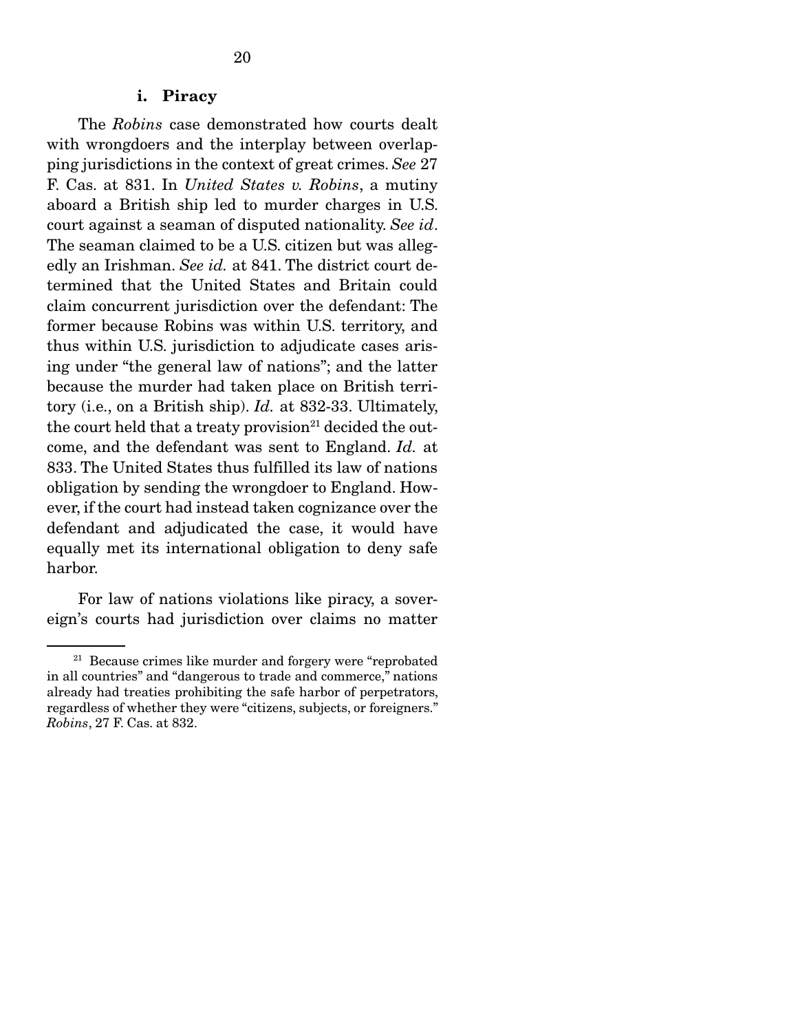#### i. Piracy

The *Robins* case demonstrated how courts dealt with wrongdoers and the interplay between overlapping jurisdictions in the context of great crimes. *See* 27 F. Cas. at 831. In *United States v. Robins*, a mutiny aboard a British ship led to murder charges in U.S. court against a seaman of disputed nationality. *See id*. The seaman claimed to be a U.S. citizen but was allegedly an Irishman. *See id.* at 841. The district court determined that the United States and Britain could claim concurrent jurisdiction over the defendant: The former because Robins was within U.S. territory, and thus within U.S. jurisdiction to adjudicate cases arising under "the general law of nations"; and the latter because the murder had taken place on British territory (i.e., on a British ship). *Id.* at 832-33. Ultimately, the court held that a treaty provision[21] decided the outcome, and the defendant was sent to England. *Id.* at 833. The United States thus fulfilled its law of nations obligation by sending the wrongdoer to England. However, if the court had instead taken cognizance over the defendant and adjudicated the case, it would have equally met its international obligation to deny safe harbor.

For law of nations violations like piracy, a sovereign's courts had jurisdiction over claims no matter

---

[21] Because crimes like murder and forgery were "reprobated in all countries" and "dangerous to trade and commerce," nations already had treaties prohibiting the safe harbor of perpetrators, regardless of whether they were "citizens, subjects, or foreigners." *Robins*, 27 F. Cas. at 832.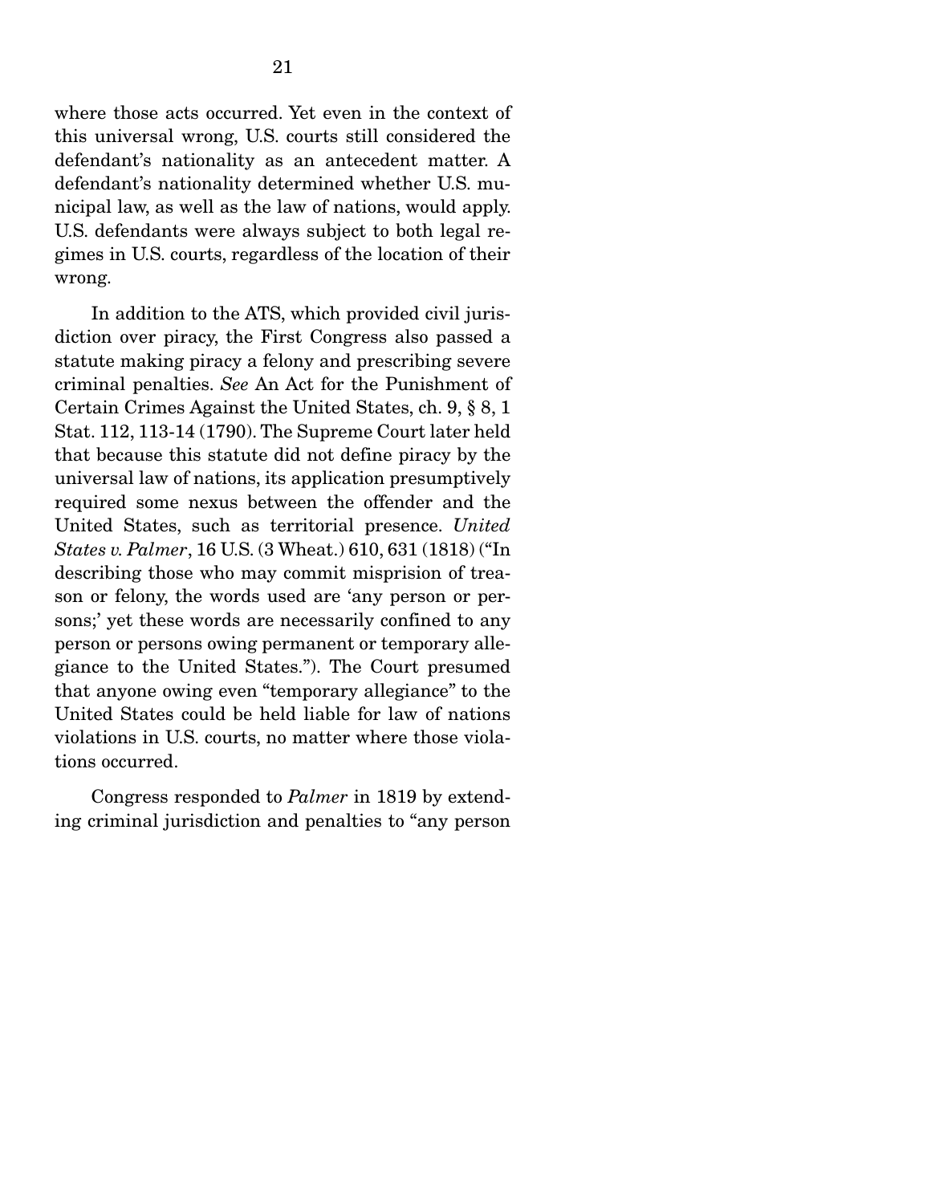where those acts occurred. Yet even in the context of this universal wrong, U.S. courts still considered the defendant's nationality as an antecedent matter. A defendant's nationality determined whether U.S. municipal law, as well as the law of nations, would apply. U.S. defendants were always subject to both legal regimes in U.S. courts, regardless of the location of their wrong.

In addition to the ATS, which provided civil jurisdiction over piracy, the First Congress also passed a statute making piracy a felony and prescribing severe criminal penalties. *See* An Act for the Punishment of Certain Crimes Against the United States, ch. 9, § 8, 1 Stat. 112, 113-14 (1790). The Supreme Court later held that because this statute did not define piracy by the universal law of nations, its application presumptively required some nexus between the offender and the United States, such as territorial presence. *United States v. Palmer*, 16 U.S. (3 Wheat.) 610, 631 (1818) ("In describing those who may commit misprision of treason or felony, the words used are 'any person or persons;' yet these words are necessarily confined to any person or persons owing permanent or temporary allegiance to the United States."). The Court presumed that anyone owing even "temporary allegiance" to the United States could be held liable for law of nations violations in U.S. courts, no matter where those violations occurred.

Congress responded to *Palmer* in 1819 by extending criminal jurisdiction and penalties to "any person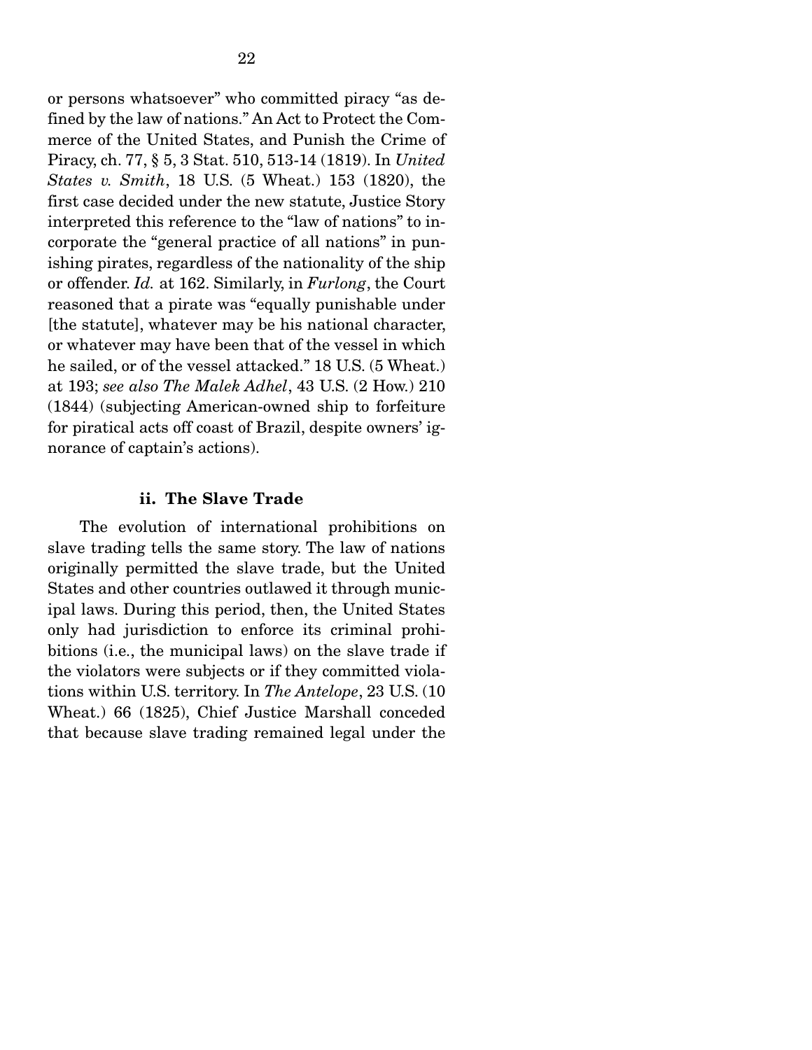or persons whatsoever" who committed piracy "as defined by the law of nations." An Act to Protect the Commerce of the United States, and Punish the Crime of Piracy, ch. 77, § 5, 3 Stat. 510, 513-14 (1819). In *United States v. Smith*, 18 U.S. (5 Wheat.) 153 (1820), the first case decided under the new statute, Justice Story interpreted this reference to the "law of nations" to incorporate the "general practice of all nations" in punishing pirates, regardless of the nationality of the ship or offender. *Id.* at 162. Similarly, in *Furlong*, the Court reasoned that a pirate was "equally punishable under [the statute], whatever may be his national character, or whatever may have been that of the vessel in which he sailed, or of the vessel attacked." 18 U.S. (5 Wheat.) at 193; *see also The Malek Adhel*, 43 U.S. (2 How.) 210 (1844) (subjecting American-owned ship to forfeiture for piratical acts off coast of Brazil, despite owners' ignorance of captain's actions).

#### ii. The Slave Trade

The evolution of international prohibitions on slave trading tells the same story. The law of nations originally permitted the slave trade, but the United States and other countries outlawed it through municipal laws. During this period, then, the United States only had jurisdiction to enforce its criminal prohibitions (i.e., the municipal laws) on the slave trade if the violators were subjects or if they committed violations within U.S. territory. In *The Antelope*, 23 U.S. (10 Wheat.) 66 (1825), Chief Justice Marshall conceded that because slave trading remained legal under the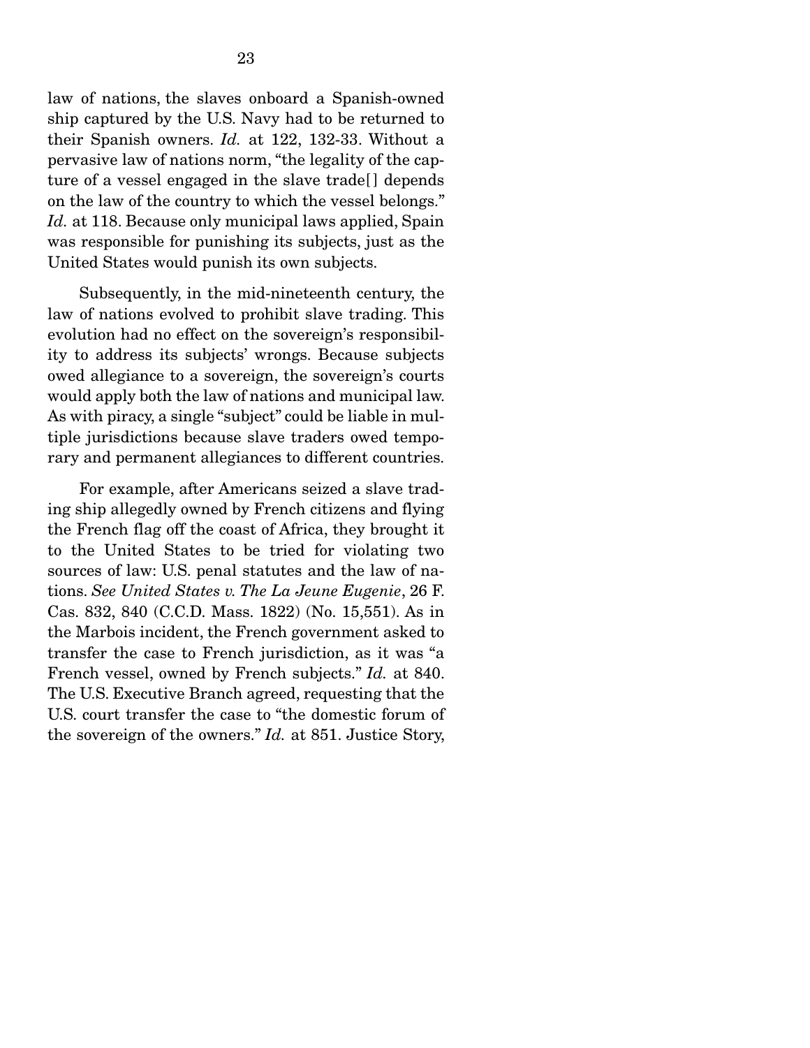law of nations, the slaves onboard a Spanish-owned ship captured by the U.S. Navy had to be returned to their Spanish owners. *Id.* at 122, 132-33. Without a pervasive law of nations norm, "the legality of the capture of a vessel engaged in the slave trade[] depends on the law of the country to which the vessel belongs." *Id.* at 118. Because only municipal laws applied, Spain was responsible for punishing its subjects, just as the United States would punish its own subjects.

Subsequently, in the mid-nineteenth century, the law of nations evolved to prohibit slave trading. This evolution had no effect on the sovereign's responsibility to address its subjects' wrongs. Because subjects owed allegiance to a sovereign, the sovereign's courts would apply both the law of nations and municipal law. As with piracy, a single "subject" could be liable in multiple jurisdictions because slave traders owed temporary and permanent allegiances to different countries.

For example, after Americans seized a slave trading ship allegedly owned by French citizens and flying the French flag off the coast of Africa, they brought it to the United States to be tried for violating two sources of law: U.S. penal statutes and the law of nations. *See United States v. The La Jeune Eugenie*, 26 F. Cas. 832, 840 (C.C.D. Mass. 1822) (No. 15,551). As in the Marbois incident, the French government asked to transfer the case to French jurisdiction, as it was "a French vessel, owned by French subjects." *Id.* at 840. The U.S. Executive Branch agreed, requesting that the U.S. court transfer the case to "the domestic forum of the sovereign of the owners." *Id.* at 851. Justice Story,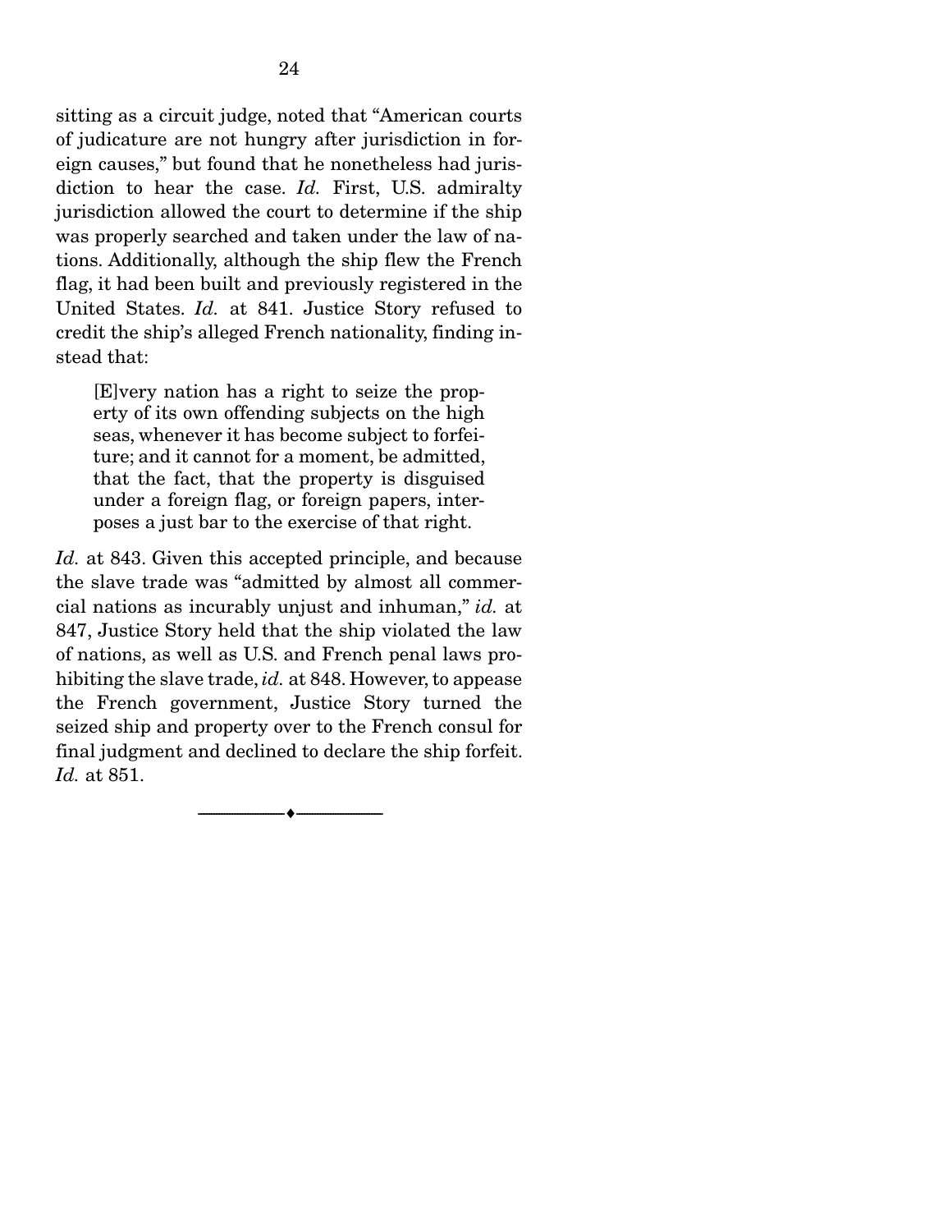sitting as a circuit judge, noted that "American courts of judicature are not hungry after jurisdiction in foreign causes," but found that he nonetheless had jurisdiction to hear the case. *Id.* First, U.S. admiralty jurisdiction allowed the court to determine if the ship was properly searched and taken under the law of nations. Additionally, although the ship flew the French flag, it had been built and previously registered in the United States. *Id.* at 841. Justice Story refused to credit the ship's alleged French nationality, finding instead that:

> [E]very nation has a right to seize the property of its own offending subjects on the high seas, whenever it has become subject to forfeiture; and it cannot for a moment, be admitted, that the fact, that the property is disguised under a foreign flag, or foreign papers, interposes a just bar to the exercise of that right.

*Id.* at 843. Given this accepted principle, and because the slave trade was "admitted by almost all commercial nations as incurably unjust and inhuman," *id.* at 847, Justice Story held that the ship violated the law of nations, as well as U.S. and French penal laws prohibiting the slave trade, *id.* at 848. However, to appease the French government, Justice Story turned the seized ship and property over to the French consul for final judgment and declined to declare the ship forfeit. *Id.* at 851.

---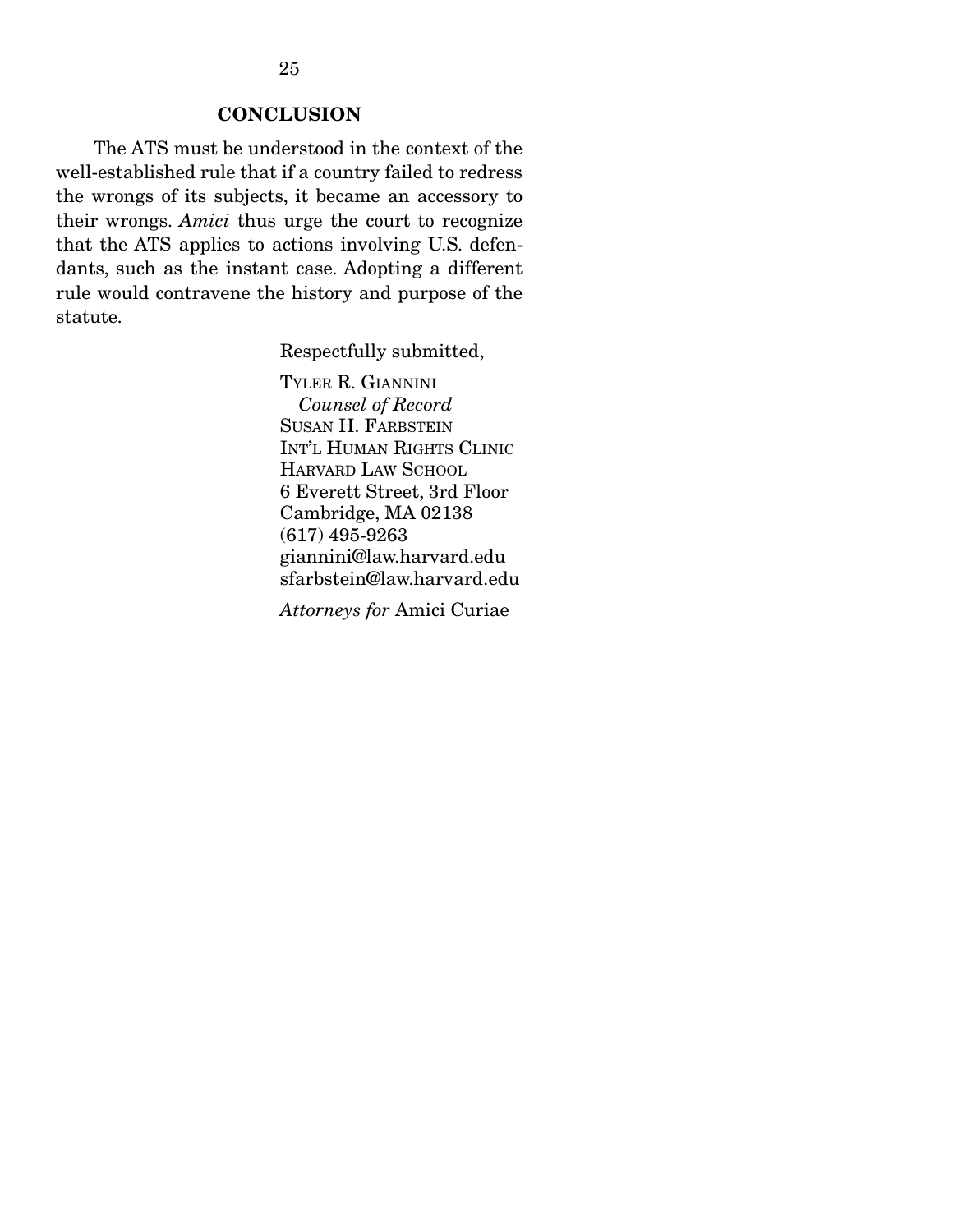## CONCLUSION

The ATS must be understood in the context of the well-established rule that if a country failed to redress the wrongs of its subjects, it became an accessory to their wrongs. *Amici* thus urge the court to recognize that the ATS applies to actions involving U.S. defendants, such as the instant case. Adopting a different rule would contravene the history and purpose of the statute.

Respectfully submitted,

TYLER R. GIANNINI
*Counsel of Record*
SUSAN H. FARBSTEIN
INT'L HUMAN RIGHTS CLINIC
HARVARD LAW SCHOOL
6 Everett Street, 3rd Floor
Cambridge, MA 02138
(617) 495-9263
giannini@law.harvard.edu
sfarbstein@law.harvard.edu

*Attorneys for* Amici Curiae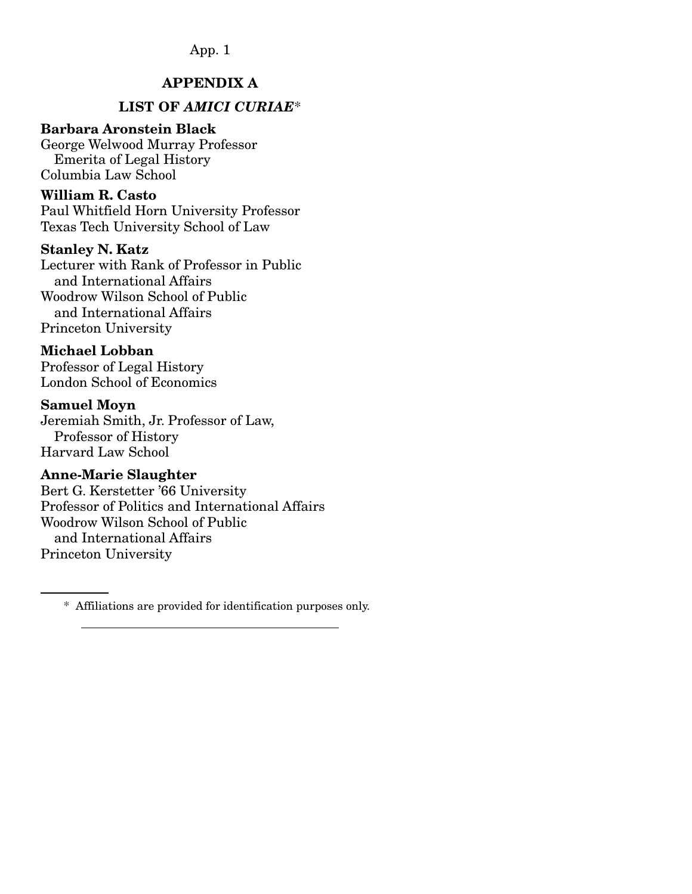# APPENDIX A

## LIST OF *AMICI CURIAE*\*

**Barbara Aronstein Black**
George Welwood Murray Professor Emerita of Legal History
Columbia Law School

**William R. Casto**
Paul Whitfield Horn University Professor
Texas Tech University School of Law

**Stanley N. Katz**
Lecturer with Rank of Professor in Public and International Affairs
Woodrow Wilson School of Public and International Affairs
Princeton University

**Michael Lobban**
Professor of Legal History
London School of Economics

**Samuel Moyn**
Jeremiah Smith, Jr. Professor of Law, Professor of History
Harvard Law School

**Anne-Marie Slaughter**
Bert G. Kerstetter '66 University
Professor of Politics and International Affairs
Woodrow Wilson School of Public and International Affairs
Princeton University

---

\* Affiliations are provided for identification purposes only.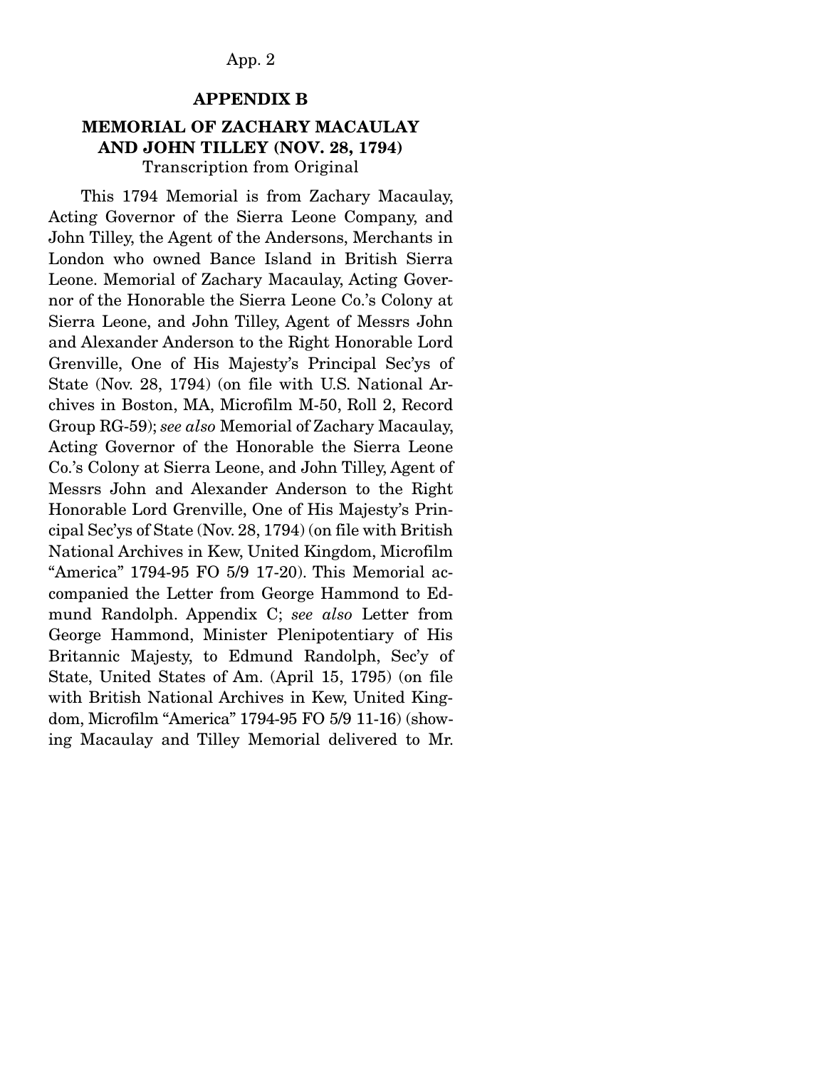## APPENDIX B

### MEMORIAL OF ZACHARY MACAULAY AND JOHN TILLEY (NOV. 28, 1794)

Transcription from Original

This 1794 Memorial is from Zachary Macaulay, Acting Governor of the Sierra Leone Company, and John Tilley, the Agent of the Andersons, Merchants in London who owned Bance Island in British Sierra Leone. Memorial of Zachary Macaulay, Acting Governor of the Honorable the Sierra Leone Co.'s Colony at Sierra Leone, and John Tilley, Agent of Messrs John and Alexander Anderson to the Right Honorable Lord Grenville, One of His Majesty's Principal Sec'ys of State (Nov. 28, 1794) (on file with U.S. National Archives in Boston, MA, Microfilm M-50, Roll 2, Record Group RG-59); *see also* Memorial of Zachary Macaulay, Acting Governor of the Honorable the Sierra Leone Co.'s Colony at Sierra Leone, and John Tilley, Agent of Messrs John and Alexander Anderson to the Right Honorable Lord Grenville, One of His Majesty's Principal Sec'ys of State (Nov. 28, 1794) (on file with British National Archives in Kew, United Kingdom, Microfilm "America" 1794-95 FO 5/9 17-20). This Memorial accompanied the Letter from George Hammond to Edmund Randolph. Appendix C; *see also* Letter from George Hammond, Minister Plenipotentiary of His Britannic Majesty, to Edmund Randolph, Sec'y of State, United States of Am. (April 15, 1795) (on file with British National Archives in Kew, United Kingdom, Microfilm "America" 1794-95 FO 5/9 11-16) (showing Macaulay and Tilley Memorial delivered to Mr.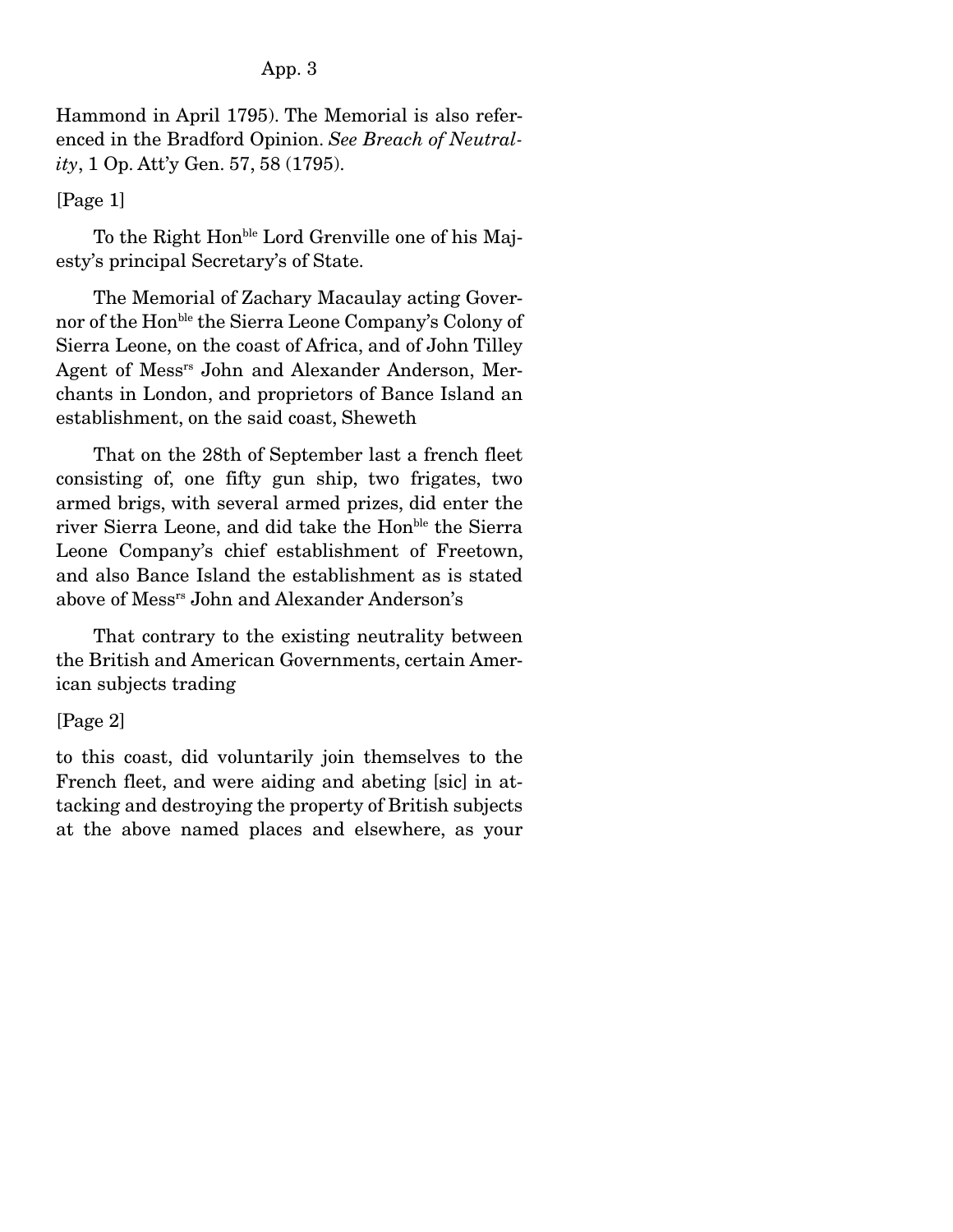Hammond in April 1795). The Memorial is also referenced in the Bradford Opinion. *See Breach of Neutrality*, 1 Op. Att'y Gen. 57, 58 (1795).

[Page 1]

To the Right Honble Lord Grenville one of his Majesty's principal Secretary's of State.

The Memorial of Zachary Macaulay acting Governor of the Honble the Sierra Leone Company's Colony of Sierra Leone, on the coast of Africa, and of John Tilley Agent of Messrs John and Alexander Anderson, Merchants in London, and proprietors of Bance Island an establishment, on the said coast, Sheweth

That on the 28th of September last a french fleet consisting of, one fifty gun ship, two frigates, two armed brigs, with several armed prizes, did enter the river Sierra Leone, and did take the Honble the Sierra Leone Company's chief establishment of Freetown, and also Bance Island the establishment as is stated above of Messrs John and Alexander Anderson's

That contrary to the existing neutrality between the British and American Governments, certain American subjects trading

[Page 2]

to this coast, did voluntarily join themselves to the French fleet, and were aiding and abeting [sic] in attacking and destroying the property of British subjects at the above named places and elsewhere, as your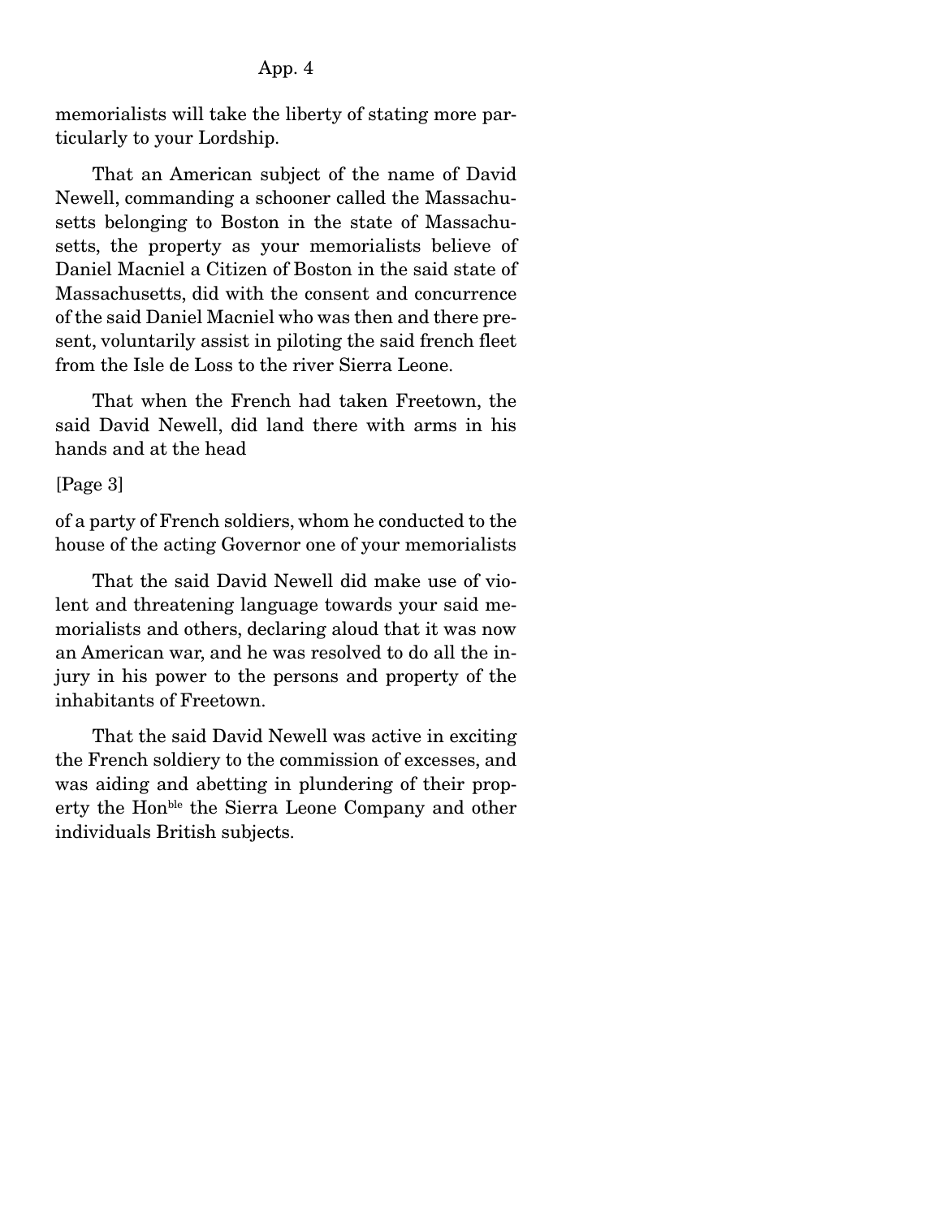memorialists will take the liberty of stating more particularly to your Lordship.

That an American subject of the name of David Newell, commanding a schooner called the Massachusetts belonging to Boston in the state of Massachusetts, the property as your memorialists believe of Daniel Macniel a Citizen of Boston in the said state of Massachusetts, did with the consent and concurrence of the said Daniel Macniel who was then and there present, voluntarily assist in piloting the said french fleet from the Isle de Loss to the river Sierra Leone.

That when the French had taken Freetown, the said David Newell, did land there with arms in his hands and at the head

[Page 3]

of a party of French soldiers, whom he conducted to the house of the acting Governor one of your memorialists

That the said David Newell did make use of violent and threatening language towards your said memorialists and others, declaring aloud that it was now an American war, and he was resolved to do all the injury in his power to the persons and property of the inhabitants of Freetown.

That the said David Newell was active in exciting the French soldiery to the commission of excesses, and was aiding and abetting in plundering of their property the Hon[ble] the Sierra Leone Company and other individuals British subjects.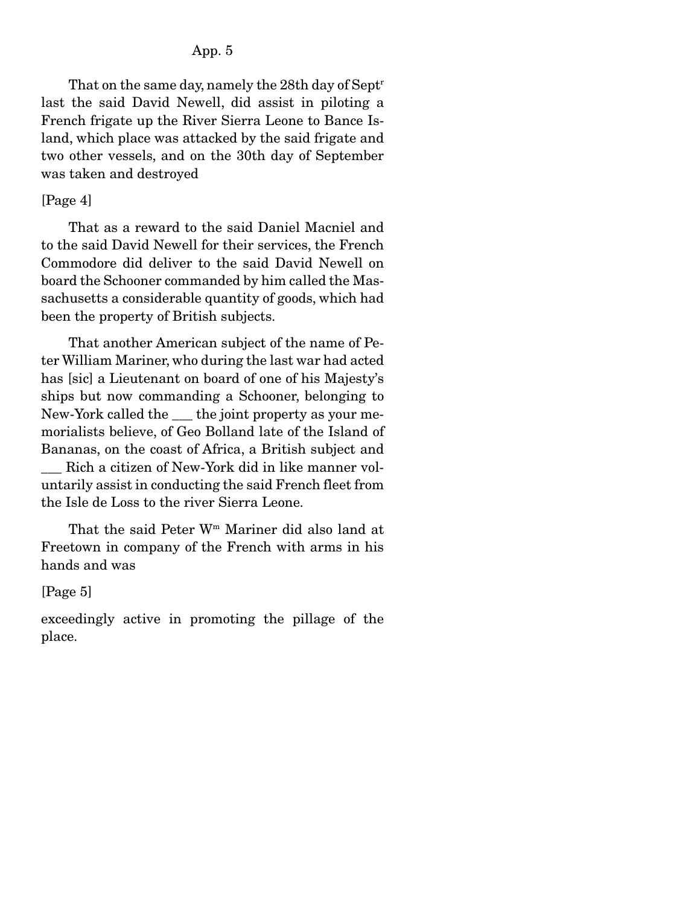That on the same day, namely the 28th day of Sept[r] last the said David Newell, did assist in piloting a French frigate up the River Sierra Leone to Bance Island, which place was attacked by the said frigate and two other vessels, and on the 30th day of September was taken and destroyed

[Page 4]

That as a reward to the said Daniel Macniel and to the said David Newell for their services, the French Commodore did deliver to the said David Newell on board the Schooner commanded by him called the Massachusetts a considerable quantity of goods, which had been the property of British subjects.

That another American subject of the name of Peter William Mariner, who during the last war had acted has [sic] a Lieutenant on board of one of his Majesty's ships but now commanding a Schooner, belonging to New-York called the ___ the joint property as your memorialists believe, of Geo Bolland late of the Island of Bananas, on the coast of Africa, a British subject and ___ Rich a citizen of New-York did in like manner voluntarily assist in conducting the said French fleet from the Isle de Loss to the river Sierra Leone.

That the said Peter W[m] Mariner did also land at Freetown in company of the French with arms in his hands and was

[Page 5]

exceedingly active in promoting the pillage of the place.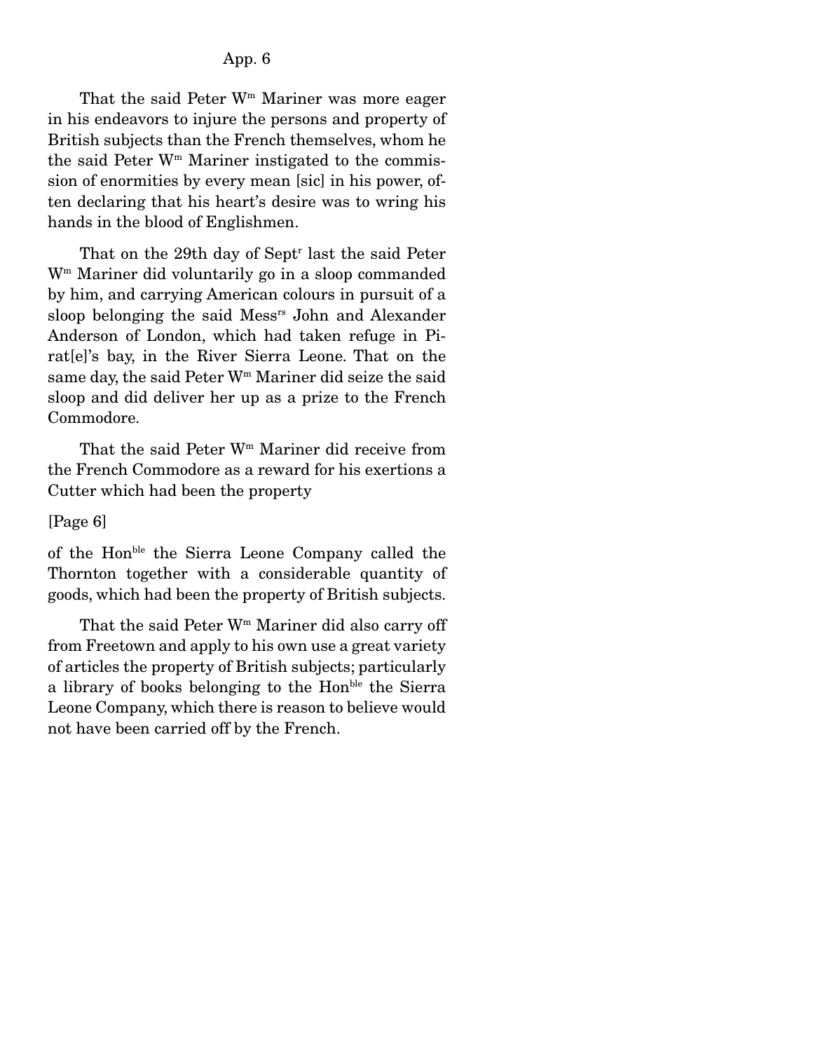That the said Peter W[m] Mariner was more eager in his endeavors to injure the persons and property of British subjects than the French themselves, whom he the said Peter W[m] Mariner instigated to the commission of enormities by every mean [sic] in his power, often declaring that his heart's desire was to wring his hands in the blood of Englishmen.

That on the 29th day of Sept[r] last the said Peter W[m] Mariner did voluntarily go in a sloop commanded by him, and carrying American colours in pursuit of a sloop belonging the said Mess[rs] John and Alexander Anderson of London, which had taken refuge in Pirat[e]'s bay, in the River Sierra Leone. That on the same day, the said Peter W[m] Mariner did seize the said sloop and did deliver her up as a prize to the French Commodore.

That the said Peter W[m] Mariner did receive from the French Commodore as a reward for his exertions a Cutter which had been the property

[Page 6]

of the Hon[ble] the Sierra Leone Company called the Thornton together with a considerable quantity of goods, which had been the property of British subjects.

That the said Peter W[m] Mariner did also carry off from Freetown and apply to his own use a great variety of articles the property of British subjects; particularly a library of books belonging to the Hon[ble] the Sierra Leone Company, which there is reason to believe would not have been carried off by the French.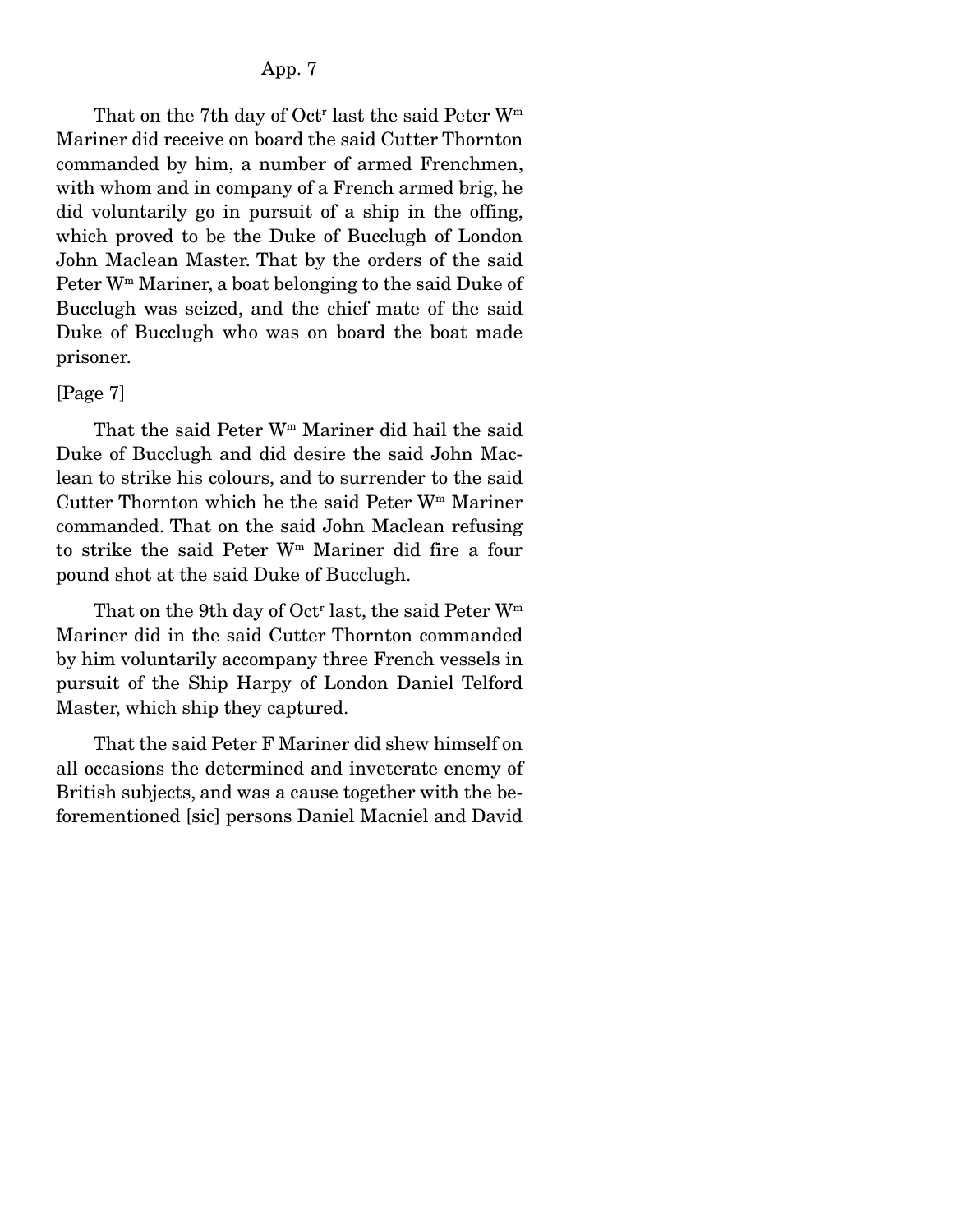That on the 7th day of Oct[r] last the said Peter W[m] Mariner did receive on board the said Cutter Thornton commanded by him, a number of armed Frenchmen, with whom and in company of a French armed brig, he did voluntarily go in pursuit of a ship in the offing, which proved to be the Duke of Bucclugh of London John Maclean Master. That by the orders of the said Peter W[m] Mariner, a boat belonging to the said Duke of Bucclugh was seized, and the chief mate of the said Duke of Bucclugh who was on board the boat made prisoner.

[Page 7]

That the said Peter W[m] Mariner did hail the said Duke of Bucclugh and did desire the said John Maclean to strike his colours, and to surrender to the said Cutter Thornton which he the said Peter W[m] Mariner commanded. That on the said John Maclean refusing to strike the said Peter W[m] Mariner did fire a four pound shot at the said Duke of Bucclugh.

That on the 9th day of Oct[r] last, the said Peter W[m] Mariner did in the said Cutter Thornton commanded by him voluntarily accompany three French vessels in pursuit of the Ship Harpy of London Daniel Telford Master, which ship they captured.

That the said Peter F Mariner did shew himself on all occasions the determined and inveterate enemy of British subjects, and was a cause together with the beforementioned [sic] persons Daniel Macniel and David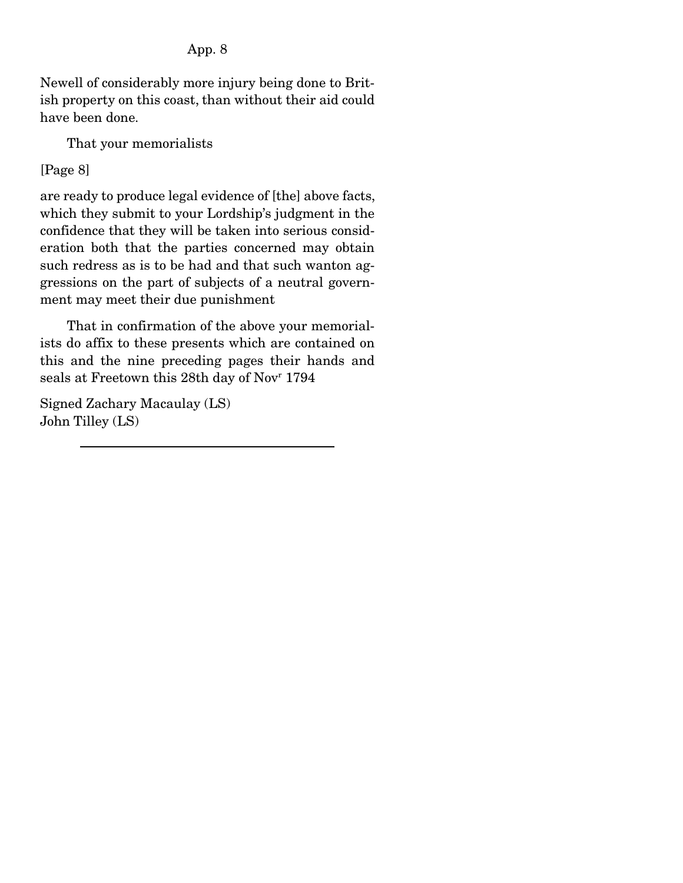Newell of considerably more injury being done to British property on this coast, than without their aid could have been done.

That your memorialists

[Page 8]

are ready to produce legal evidence of [the] above facts, which they submit to your Lordship's judgment in the confidence that they will be taken into serious consideration both that the parties concerned may obtain such redress as is to be had and that such wanton aggressions on the part of subjects of a neutral government may meet their due punishment

That in confirmation of the above your memorialists do affix to these presents which are contained on this and the nine preceding pages their hands and seals at Freetown this 28th day of Nov[r] 1794

Signed Zachary Macaulay (LS)
John Tilley (LS)

---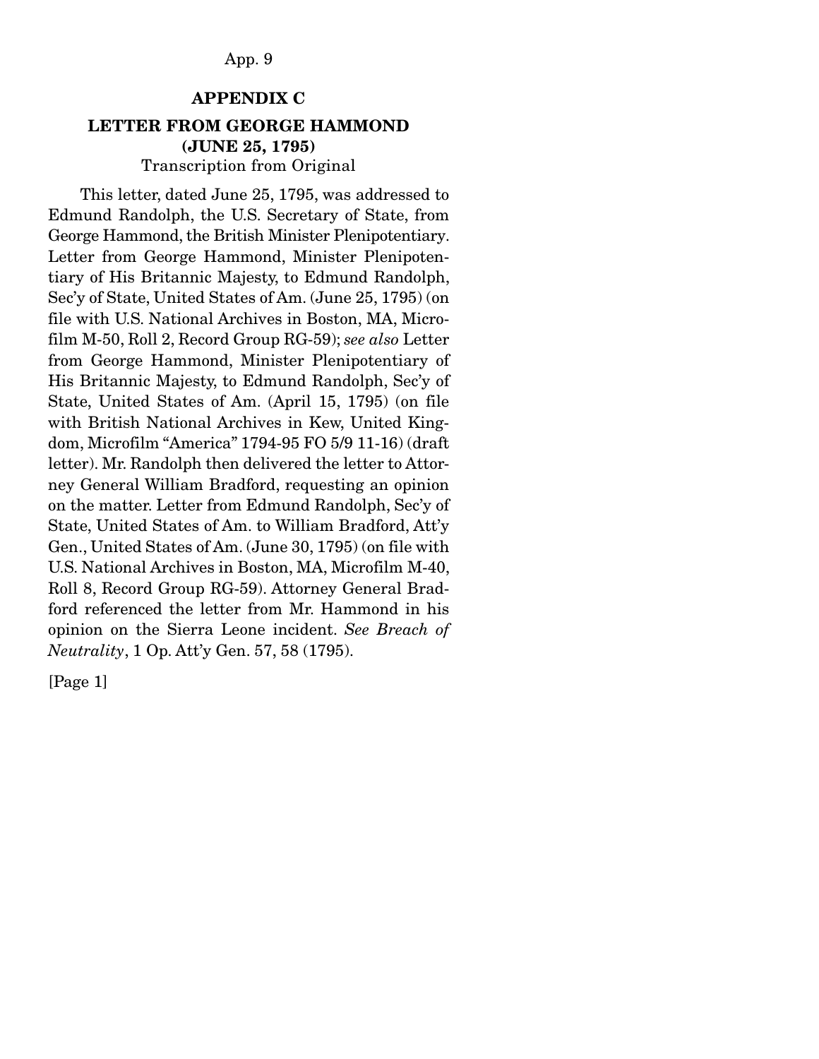## APPENDIX C

### LETTER FROM GEORGE HAMMOND (JUNE 25, 1795)

Transcription from Original

This letter, dated June 25, 1795, was addressed to Edmund Randolph, the U.S. Secretary of State, from George Hammond, the British Minister Plenipotentiary. Letter from George Hammond, Minister Plenipotentiary of His Britannic Majesty, to Edmund Randolph, Sec'y of State, United States of Am. (June 25, 1795) (on file with U.S. National Archives in Boston, MA, Microfilm M-50, Roll 2, Record Group RG-59); *see also* Letter from George Hammond, Minister Plenipotentiary of His Britannic Majesty, to Edmund Randolph, Sec'y of State, United States of Am. (April 15, 1795) (on file with British National Archives in Kew, United Kingdom, Microfilm "America" 1794-95 FO 5/9 11-16) (draft letter). Mr. Randolph then delivered the letter to Attorney General William Bradford, requesting an opinion on the matter. Letter from Edmund Randolph, Sec'y of State, United States of Am. to William Bradford, Att'y Gen., United States of Am. (June 30, 1795) (on file with U.S. National Archives in Boston, MA, Microfilm M-40, Roll 8, Record Group RG-59). Attorney General Bradford referenced the letter from Mr. Hammond in his opinion on the Sierra Leone incident. *See Breach of Neutrality*, 1 Op. Att'y Gen. 57, 58 (1795).

[Page 1]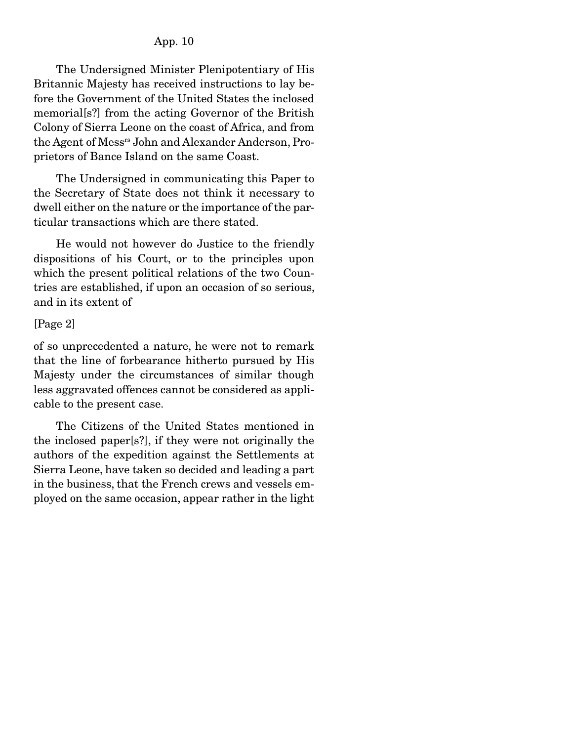The Undersigned Minister Plenipotentiary of His Britannic Majesty has received instructions to lay before the Government of the United States the inclosed memorial[s?] from the acting Governor of the British Colony of Sierra Leone on the coast of Africa, and from the Agent of Mess[rs] John and Alexander Anderson, Proprietors of Bance Island on the same Coast.

The Undersigned in communicating this Paper to the Secretary of State does not think it necessary to dwell either on the nature or the importance of the particular transactions which are there stated.

He would not however do Justice to the friendly dispositions of his Court, or to the principles upon which the present political relations of the two Countries are established, if upon an occasion of so serious, and in its extent of

[Page 2]

of so unprecedented a nature, he were not to remark that the line of forbearance hitherto pursued by His Majesty under the circumstances of similar though less aggravated offences cannot be considered as applicable to the present case.

The Citizens of the United States mentioned in the inclosed paper[s?], if they were not originally the authors of the expedition against the Settlements at Sierra Leone, have taken so decided and leading a part in the business, that the French crews and vessels employed on the same occasion, appear rather in the light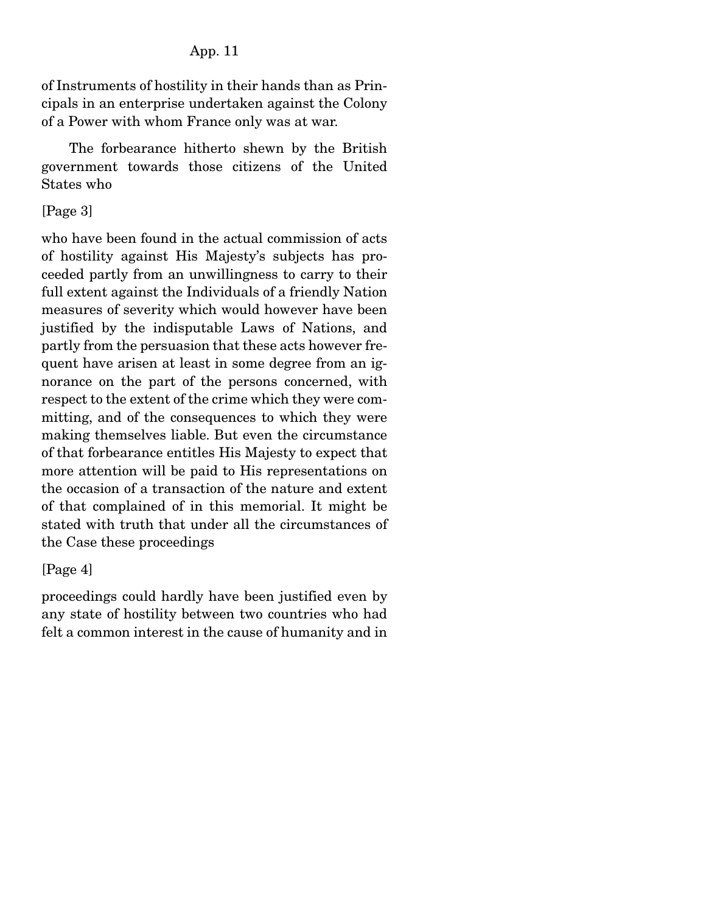of Instruments of hostility in their hands than as Principals in an enterprise undertaken against the Colony of a Power with whom France only was at war.

The forbearance hitherto shewn by the British government towards those citizens of the United States who

[Page 3]

who have been found in the actual commission of acts of hostility against His Majesty's subjects has proceeded partly from an unwillingness to carry to their full extent against the Individuals of a friendly Nation measures of severity which would however have been justified by the indisputable Laws of Nations, and partly from the persuasion that these acts however frequent have arisen at least in some degree from an ignorance on the part of the persons concerned, with respect to the extent of the crime which they were committing, and of the consequences to which they were making themselves liable. But even the circumstance of that forbearance entitles His Majesty to expect that more attention will be paid to His representations on the occasion of a transaction of the nature and extent of that complained of in this memorial. It might be stated with truth that under all the circumstances of the Case these proceedings

[Page 4]

proceedings could hardly have been justified even by any state of hostility between two countries who had felt a common interest in the cause of humanity and in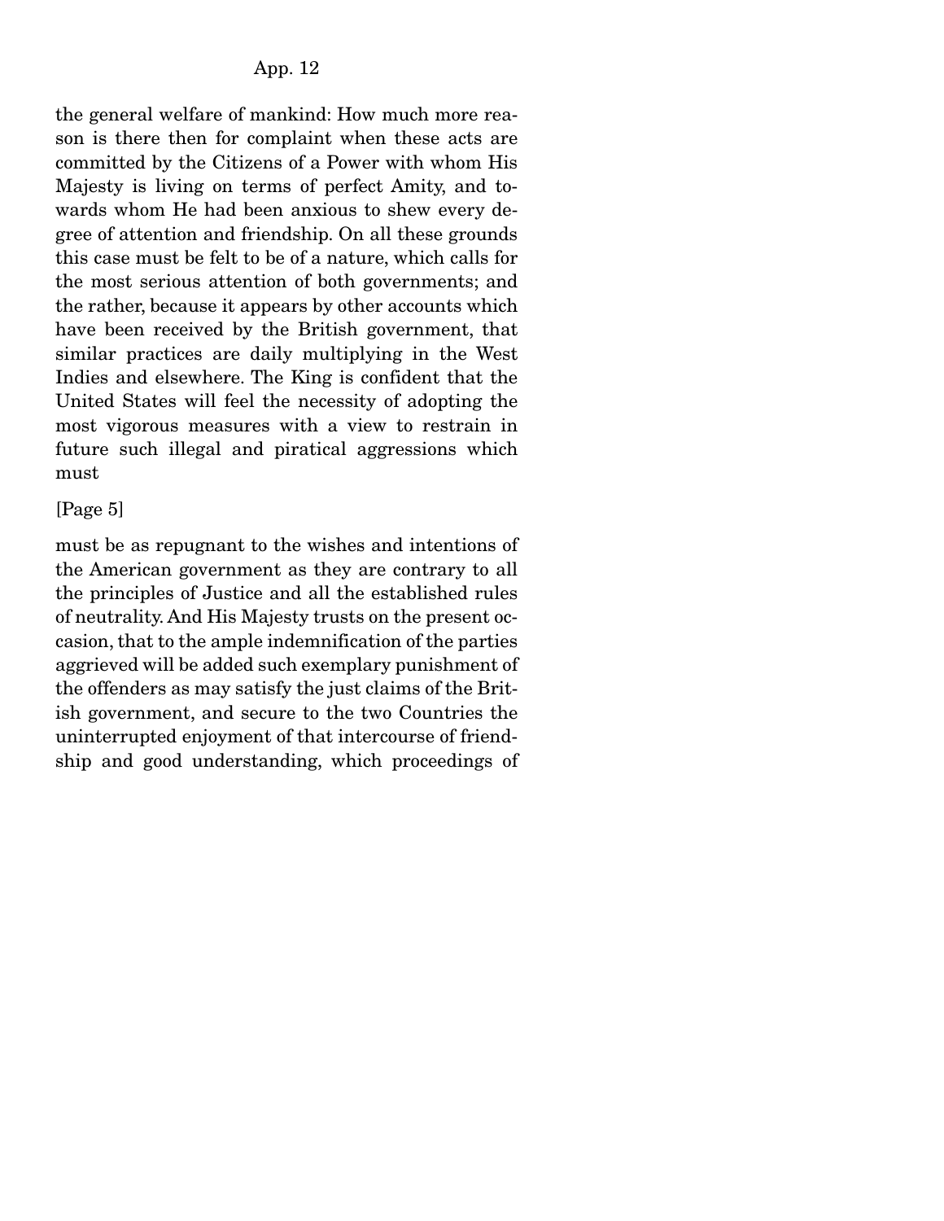the general welfare of mankind: How much more reason is there then for complaint when these acts are committed by the Citizens of a Power with whom His Majesty is living on terms of perfect Amity, and towards whom He had been anxious to shew every degree of attention and friendship. On all these grounds this case must be felt to be of a nature, which calls for the most serious attention of both governments; and the rather, because it appears by other accounts which have been received by the British government, that similar practices are daily multiplying in the West Indies and elsewhere. The King is confident that the United States will feel the necessity of adopting the most vigorous measures with a view to restrain in future such illegal and piratical aggressions which must

[Page 5]

must be as repugnant to the wishes and intentions of the American government as they are contrary to all the principles of Justice and all the established rules of neutrality. And His Majesty trusts on the present occasion, that to the ample indemnification of the parties aggrieved will be added such exemplary punishment of the offenders as may satisfy the just claims of the British government, and secure to the two Countries the uninterrupted enjoyment of that intercourse of friendship and good understanding, which proceedings of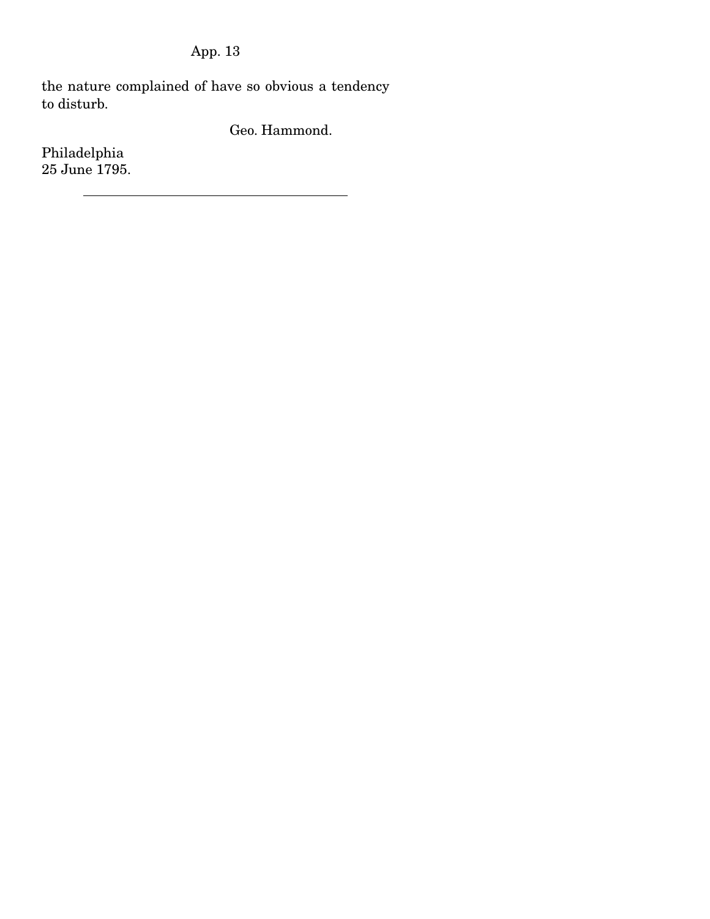the nature complained of have so obvious a tendency to disturb.

Geo. Hammond.

Philadelphia
25 June 1795.